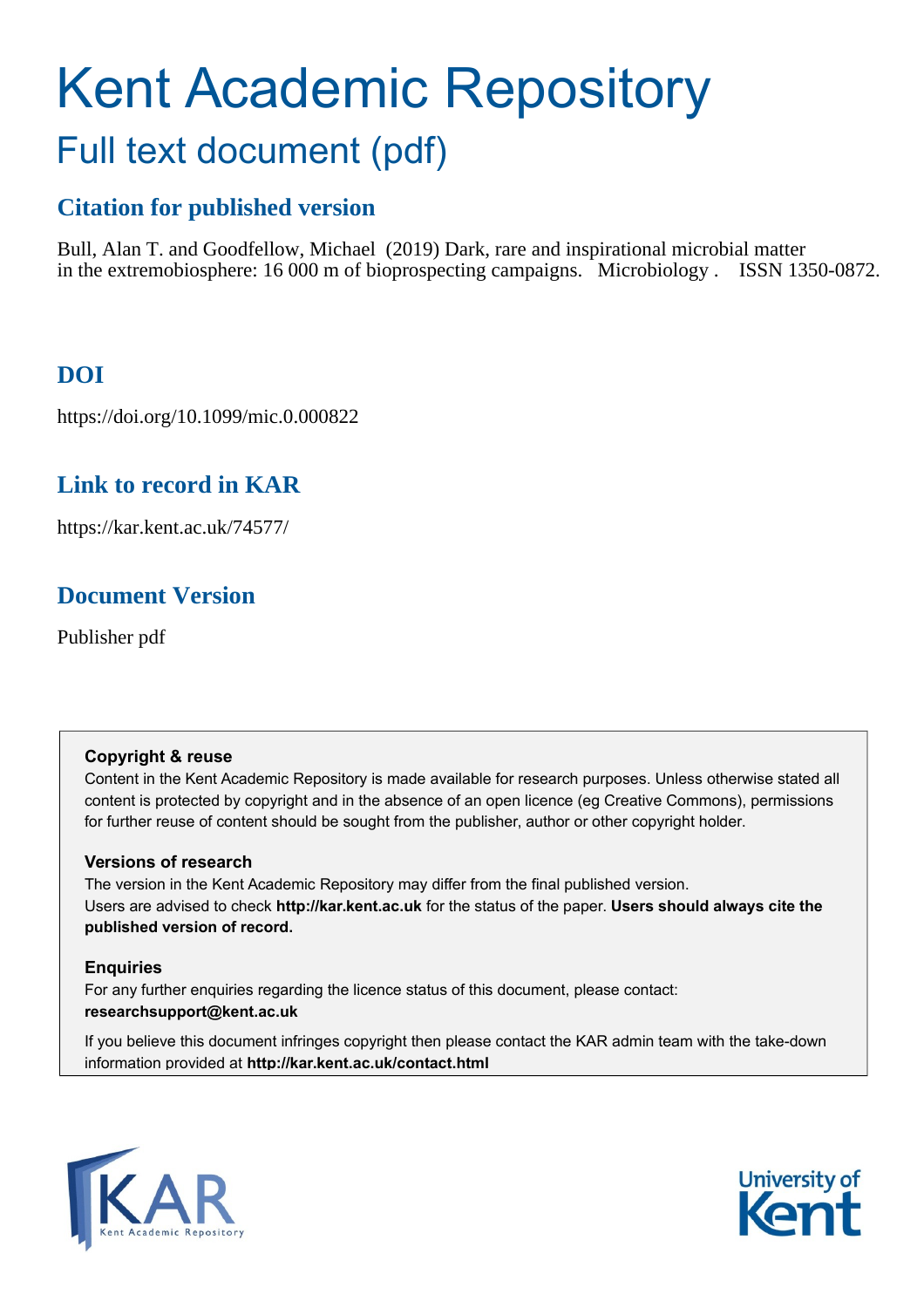# Kent Academic Repository

## Full text document (pdf)

### Citation for published version

Bull, Alan T. and Goodfellow, Michael (2019) Dark, rare and inspirational microbial matter in the extremobiosphere: 16 000 m of bioprospecting campaigns. Microbiology . ISSN 1350-0872.

### DOI

https://doi.org/10.1099/mic.0.000822

### Link to record in KAR

https://kar.kent.ac.uk/74577/

### Document Version

Publisher pdf

**Copyright & reuse**

Content in the Kent Academic Repository is made available for research purposes. Unless otherwise stated all content is protected by copyright and in the absence of an open licence (eg Creative Commons), permissions for further reuse of content should be sought from the publisher, author or other copyright holder.

**Versions of research**

The version in the Kent Academic Repository may differ from the final published version. Users are advised to check **http://kar.kent.ac.uk** for the status of the paper. **Users should always cite the published version of record.**

**Enquiries**

For any further enquiries regarding the licence status of this document, please contact: **researchsupport@kent.ac.uk**

If you believe this document infringes copyright then please contact the KAR admin team with the take-down information provided at **http://kar.kent.ac.uk/contact.html**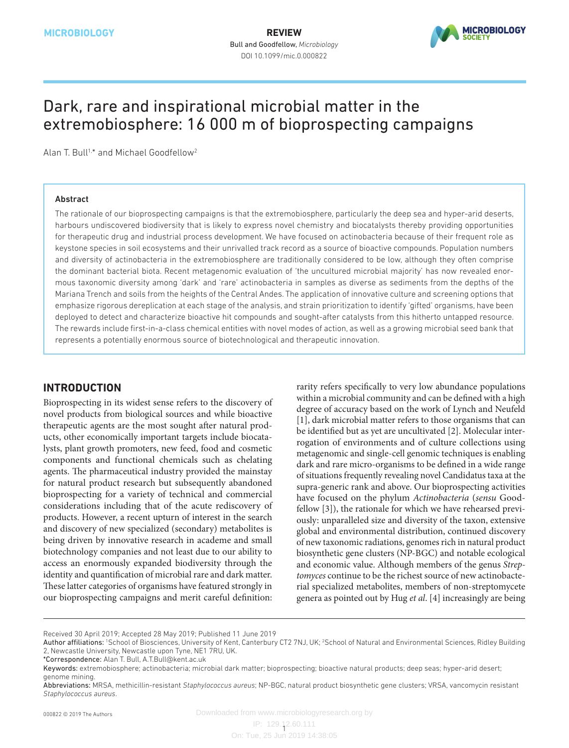MICROBIOLOGY

REVIEW

Bull and Goodfellow, *Microbiology*
DOI 10.1099/mic.0.000822

# Dark, rare and inspirational microbial matter in the extremobiosphere: 16 000 m of bioprospecting campaigns

Alan T. Bull[1,*] and Michael Goodfellow[2]

### Abstract

The rationale of our bioprospecting campaigns is that the extremobiosphere, particularly the deep sea and hyper-arid deserts, harbours undiscovered biodiversity that is likely to express novel chemistry and biocatalysts thereby providing opportunities for therapeutic drug and industrial process development. We have focused on actinobacteria because of their frequent role as keystone species in soil ecosystems and their unrivalled track record as a source of bioactive compounds. Population numbers and diversity of actinobacteria in the extremobiosphere are traditionally considered to be low, although they often comprise the dominant bacterial biota. Recent metagenomic evaluation of 'the uncultured microbial majority' has now revealed enormous taxonomic diversity among 'dark' and 'rare' actinobacteria in samples as diverse as sediments from the depths of the Mariana Trench and soils from the heights of the Central Andes. The application of innovative culture and screening options that emphasize rigorous dereplication at each stage of the analysis, and strain prioritization to identify 'gifted' organisms, have been deployed to detect and characterize bioactive hit compounds and sought-after catalysts from this hitherto untapped resource. The rewards include first-in-a-class chemical entities with novel modes of action, as well as a growing microbial seed bank that represents a potentially enormous source of biotechnological and therapeutic innovation.

## INTRODUCTION

Bioprospecting in its widest sense refers to the discovery of novel products from biological sources and while bioactive therapeutic agents are the most sought after natural products, other economically important targets include biocatalysts, plant growth promoters, new feed, food and cosmetic components and functional chemicals such as chelating agents. The pharmaceutical industry provided the mainstay for natural product research but subsequently abandoned bioprospecting for a variety of technical and commercial considerations including that of the acute rediscovery of products. However, a recent upturn of interest in the search and discovery of new specialized (secondary) metabolites is being driven by innovative research in academe and small biotechnology companies and not least due to our ability to access an enormously expanded biodiversity through the identity and quantification of microbial rare and dark matter. These latter categories of organisms have featured strongly in our bioprospecting campaigns and merit careful definition: rarity refers specifically to very low abundance populations within a microbial community and can be defined with a high degree of accuracy based on the work of Lynch and Neufeld [1], dark microbial matter refers to those organisms that can be identified but as yet are uncultivated [2]. Molecular interrogation of environments and of culture collections using metagenomic and single-cell genomic techniques is enabling dark and rare micro-organisms to be defined in a wide range of situations frequently revealing novel Candidatus taxa at the supra-generic rank and above. Our bioprospecting activities have focused on the phylum *Actinobacteria* (*sensu* Goodfellow [3]), the rationale for which we have rehearsed previously: unparalleled size and diversity of the taxon, extensive global and environmental distribution, continued discovery of new taxonomic radiations, genomes rich in natural product biosynthetic gene clusters (NP-BGC) and notable ecological and economic value. Although members of the genus *Streptomyces* continue to be the richest source of new actinobacterial specialized metabolites, members of non-streptomycete genera as pointed out by Hug *et al*. [4] increasingly are being

---

Received 30 April 2019; Accepted 28 May 2019; Published 11 June 2019

Author affiliations: [1]School of Biosciences, University of Kent, Canterbury CT2 7NJ, UK; [2]School of Natural and Environmental Sciences, Ridley Building 2, Newcastle University, Newcastle upon Tyne, NE1 7RU, UK.

*Correspondence: Alan T. Bull, A.T.Bull@kent.ac.uk

Keywords: extremobiosphere; actinobacteria; microbial dark matter; bioprospecting; bioactive natural products; deep seas; hyper-arid desert; genome mining.

Abbreviations: MRSA, methicillin-resistant *Staphylococcus aureus*; NP-BGC, natural product biosynthetic gene clusters; VRSA, vancomycin resistant *Staphylococcus aureus*.

000822 © 2019 The Authors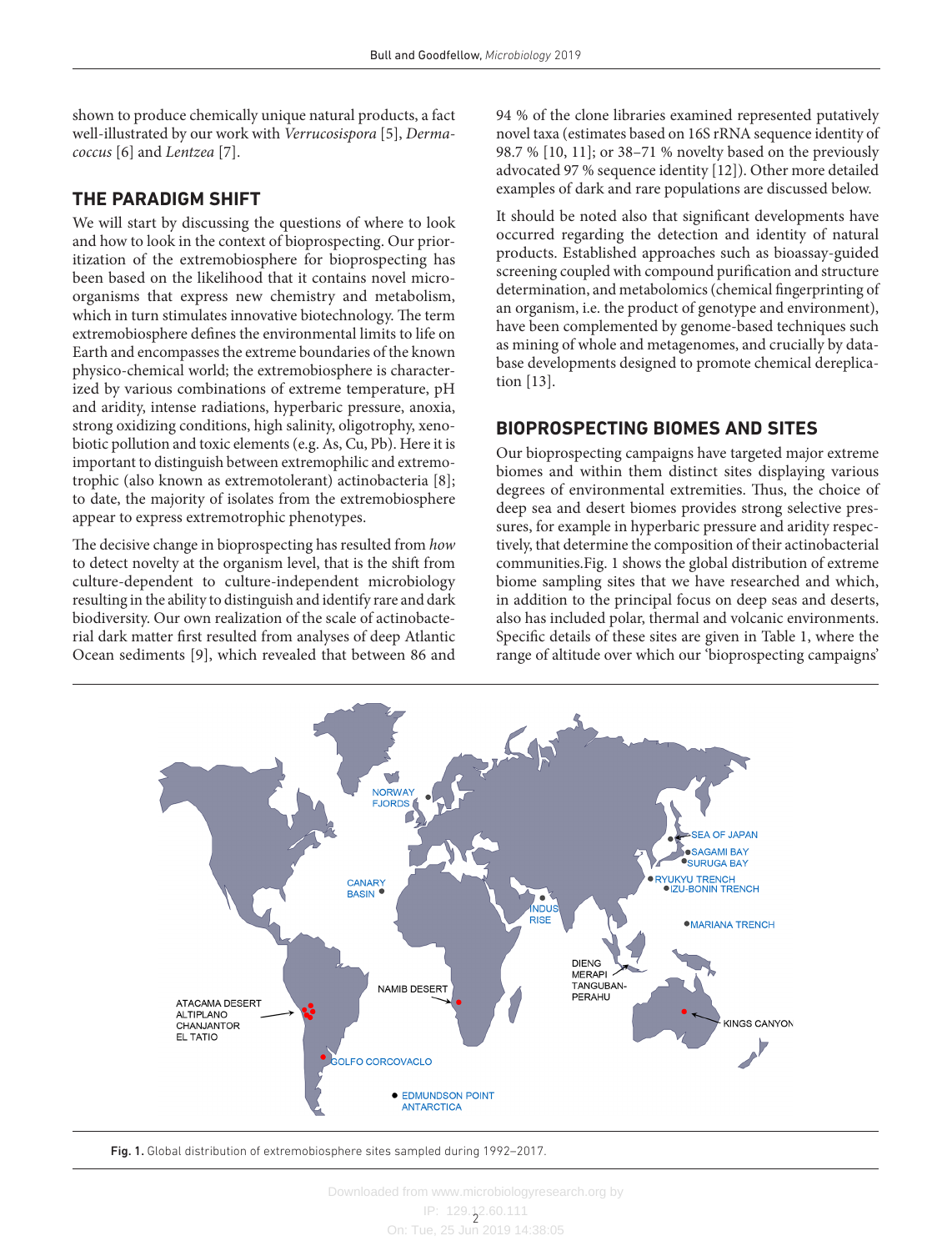shown to produce chemically unique natural products, a fact well-illustrated by our work with *Verrucosispora* [5], *Dermacoccus* [6] and *Lentzea* [7].

## THE PARADIGM SHIFT

We will start by discussing the questions of where to look and how to look in the context of bioprospecting. Our prioritization of the extremobiosphere for bioprospecting has been based on the likelihood that it contains novel microorganisms that express new chemistry and metabolism, which in turn stimulates innovative biotechnology. The term extremobiosphere defines the environmental limits to life on Earth and encompasses the extreme boundaries of the known physico-chemical world; the extremobiosphere is characterized by various combinations of extreme temperature, pH and aridity, intense radiations, hyperbaric pressure, anoxia, strong oxidizing conditions, high salinity, oligotrophy, xenobiotic pollution and toxic elements (e.g. As, Cu, Pb). Here it is important to distinguish between extremophilic and extremotrophic (also known as extremotolerant) actinobacteria [8]; to date, the majority of isolates from the extremobiosphere appear to express extremotrophic phenotypes.

The decisive change in bioprospecting has resulted from *how* to detect novelty at the organism level, that is the shift from culture-dependent to culture-independent microbiology resulting in the ability to distinguish and identify rare and dark biodiversity. Our own realization of the scale of actinobacterial dark matter first resulted from analyses of deep Atlantic Ocean sediments [9], which revealed that between 86 and 94 % of the clone libraries examined represented putatively novel taxa (estimates based on 16S rRNA sequence identity of 98.7 % [10, 11]; or 38–71 % novelty based on the previously advocated 97 % sequence identity [12]). Other more detailed examples of dark and rare populations are discussed below.

It should be noted also that significant developments have occurred regarding the detection and identity of natural products. Established approaches such as bioassay-guided screening coupled with compound purification and structure determination, and metabolomics (chemical fingerprinting of an organism, i.e. the product of genotype and environment), have been complemented by genome-based techniques such as mining of whole and metagenomes, and crucially by database developments designed to promote chemical dereplication [13].

## BIOPROSPECTING BIOMES AND SITES

Our bioprospecting campaigns have targeted major extreme biomes and within them distinct sites displaying various degrees of environmental extremities. Thus, the choice of deep sea and desert biomes provides strong selective pressures, for example in hyperbaric pressure and aridity respectively, that determine the composition of their actinobacterial communities.Fig. 1 shows the global distribution of extreme biome sampling sites that we have researched and which, in addition to the principal focus on deep seas and deserts, also has included polar, thermal and volcanic environments. Specific details of these sites are given in Table 1, where the range of altitude over which our 'bioprospecting campaigns'

**Fig. 1.** Global distribution of extremobiosphere sites sampled during 1992–2017.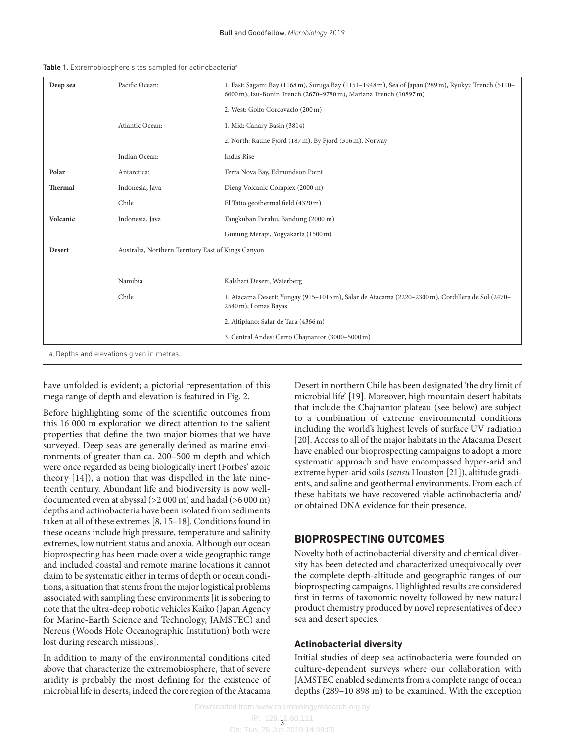**Table 1.** Extremobiosphere sites sampled for actinobacteria[a]

| | | |
|---|---|---|
| **Deep sea** | Pacific Ocean: | 1. East: Sagami Bay (1168 m), Suruga Bay (1151–1948 m), Sea of Japan (289 m), Ryukyu Trench (5110–6600 m), Izu-Bonin Trench (2670–9780 m), Mariana Trench (10897 m) |
| | | 2. West: Golfo Corcovaclo (200 m) |
| | Atlantic Ocean: | 1. Mid: Canary Basin (3814) |
| | | 2. North: Raune Fjord (187 m), By Fjord (316 m), Norway |
| | Indian Ocean: | Indus Rise |
| **Polar** | Antarctica: | Terra Nova Bay, Edmundson Point |
| **Thermal** | Indonesia, Java | Dieng Volcanic Complex (2000 m) |
| | Chile | El Tatio geothermal field (4320 m) |
| **Volcanic** | Indonesia, Java | Tangkuban Perahu, Bandung (2000 m) |
| | | Gunung Merapi, Yogyakarta (1500 m) |
| **Desert** | Australia, Northern Territory East of Kings Canyon | |
| | Namibia | Kalahari Desert, Waterberg |
| | Chile | 1. Atacama Desert: Yungay (915–1015 m), Salar de Atacama (2220–2300 m), Cordillera de Sol (2470–2540 m), Lomas Bayas |
| | | 2. Altiplano: Salar de Tara (4366 m) |
| | | 3. Central Andes: Cerro Chajnantor (3000–5000 m) |

*a*, Depths and elevations given in metres.

have unfolded is evident; a pictorial representation of this mega range of depth and elevation is featured in Fig. 2.

Before highlighting some of the scientific outcomes from this 16 000 m exploration we direct attention to the salient properties that define the two major biomes that we have surveyed. Deep seas are generally defined as marine environments of greater than ca. 200–500 m depth and which were once regarded as being biologically inert (Forbes' azoic theory [14]), a notion that was dispelled in the late nineteenth century. Abundant life and biodiversity is now well-documented even at abyssal (>2 000 m) and hadal (>6 000 m) depths and actinobacteria have been isolated from sediments taken at all of these extremes [8, 15–18]. Conditions found in these oceans include high pressure, temperature and salinity extremes, low nutrient status and anoxia. Although our ocean bioprospecting has been made over a wide geographic range and included coastal and remote marine locations it cannot claim to be systematic either in terms of depth or ocean conditions, a situation that stems from the major logistical problems associated with sampling these environments [it is sobering to note that the ultra-deep robotic vehicles Kaiko (Japan Agency for Marine-Earth Science and Technology, JAMSTEC) and Nereus (Woods Hole Oceanographic Institution) both were lost during research missions].

In addition to many of the environmental conditions cited above that characterize the extremobiosphere, that of severe aridity is probably the most defining for the existence of microbial life in deserts, indeed the core region of the Atacama Desert in northern Chile has been designated 'the dry limit of microbial life' [19]. Moreover, high mountain desert habitats that include the Chajnantor plateau (see below) are subject to a combination of extreme environmental conditions including the world's highest levels of surface UV radiation [20]. Access to all of the major habitats in the Atacama Desert have enabled our bioprospecting campaigns to adopt a more systematic approach and have encompassed hyper-arid and extreme hyper-arid soils (*sensu* Houston [21]), altitude gradients, and saline and geothermal environments. From each of these habitats we have recovered viable actinobacteria and/or obtained DNA evidence for their presence.

## BIOPROSPECTING OUTCOMES

Novelty both of actinobacterial diversity and chemical diversity has been detected and characterized unequivocally over the complete depth-altitude and geographic ranges of our bioprospecting campaigns. Highlighted results are considered first in terms of taxonomic novelty followed by new natural product chemistry produced by novel representatives of deep sea and desert species.

### Actinobacterial diversity

Initial studies of deep sea actinobacteria were founded on culture-dependent surveys where our collaboration with JAMSTEC enabled sediments from a complete range of ocean depths (289–10 898 m) to be examined. With the exception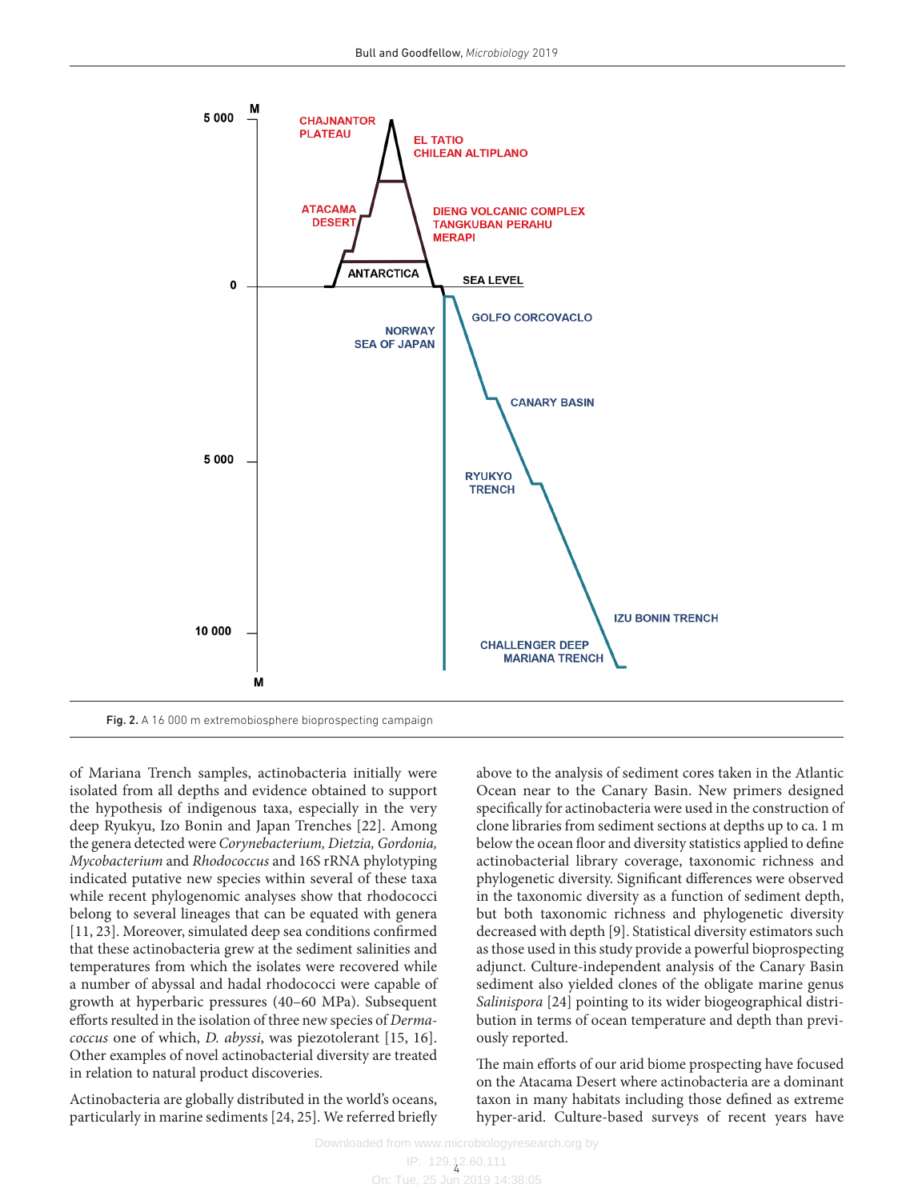Fig. 2. A 16 000 m extremobiosphere bioprospecting campaign

of Mariana Trench samples, actinobacteria initially were isolated from all depths and evidence obtained to support the hypothesis of indigenous taxa, especially in the very deep Ryukyu, Izo Bonin and Japan Trenches [22]. Among the genera detected were *Corynebacterium, Dietzia, Gordonia, Mycobacterium* and *Rhodococcus* and 16S rRNA phylotyping indicated putative new species within several of these taxa while recent phylogenomic analyses show that rhodococci belong to several lineages that can be equated with genera [11, 23]. Moreover, simulated deep sea conditions confirmed that these actinobacteria grew at the sediment salinities and temperatures from which the isolates were recovered while a number of abyssal and hadal rhodococci were capable of growth at hyperbaric pressures (40–60 MPa). Subsequent efforts resulted in the isolation of three new species of *Dermacoccus* one of which, *D. abyssi*, was piezotolerant [15, 16]. Other examples of novel actinobacterial diversity are treated in relation to natural product discoveries.

Actinobacteria are globally distributed in the world's oceans, particularly in marine sediments [24, 25]. We referred briefly above to the analysis of sediment cores taken in the Atlantic Ocean near to the Canary Basin. New primers designed specifically for actinobacteria were used in the construction of clone libraries from sediment sections at depths up to ca. 1 m below the ocean floor and diversity statistics applied to define actinobacterial library coverage, taxonomic richness and phylogenetic diversity. Significant differences were observed in the taxonomic diversity as a function of sediment depth, but both taxonomic richness and phylogenetic diversity decreased with depth [9]. Statistical diversity estimators such as those used in this study provide a powerful bioprospecting adjunct. Culture-independent analysis of the Canary Basin sediment also yielded clones of the obligate marine genus *Salinispora* [24] pointing to its wider biogeographical distribution in terms of ocean temperature and depth than previously reported.

The main efforts of our arid biome prospecting have focused on the Atacama Desert where actinobacteria are a dominant taxon in many habitats including those defined as extreme hyper-arid. Culture-based surveys of recent years have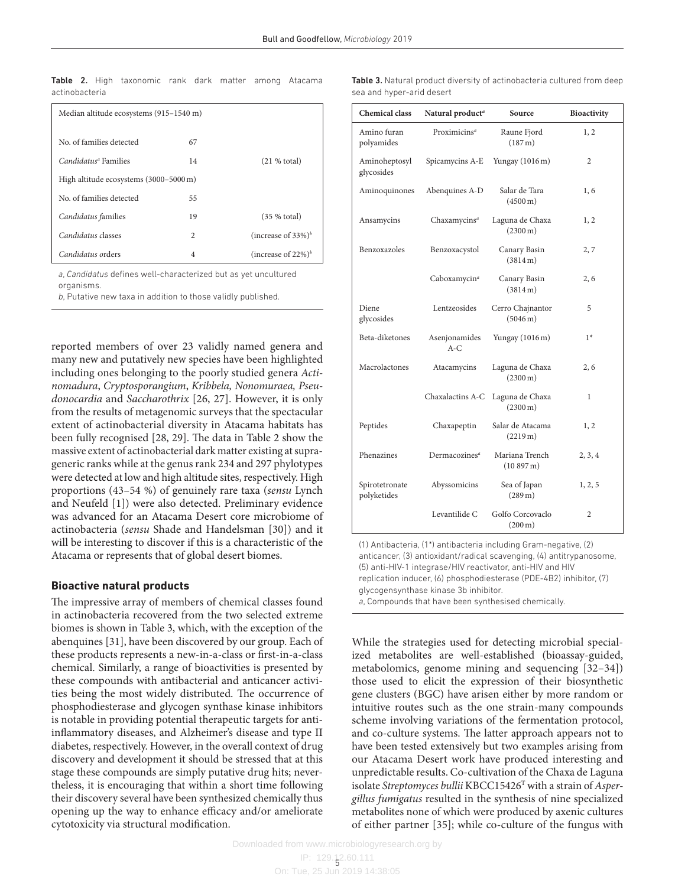**Table 2.** High taxonomic rank dark matter among Atacama actinobacteria

| Median altitude ecosystems (915–1540 m) | | |
|---|---|---|
| No. of families detected | 67 | |
| *Candidatus*[a] Families | 14 | (21 % total) |
| High altitude ecosystems (3000–5000 m) | | |
| No. of families detected | 55 | |
| *Candidatus families* | 19 | (35 % total) |
| *Candidatus* classes | 2 | (increase of 33%)[b] |
| *Candidatus* orders | 4 | (increase of 22%)[b] |

*a*, *Candidatus* defines well-characterized but as yet uncultured organisms.
*b*, Putative new taxa in addition to those validly published.

reported members of over 23 validly named genera and many new and putatively new species have been highlighted including ones belonging to the poorly studied genera *Actinomadura*, *Cryptosporangium*, *Kribbela, Nonomuraea, Pseudonocardia* and *Saccharothrix* [26, 27]. However, it is only from the results of metagenomic surveys that the spectacular extent of actinobacterial diversity in Atacama habitats has been fully recognised [28, 29]. The data in Table 2 show the massive extent of actinobacterial dark matter existing at supra-generic ranks while at the genus rank 234 and 297 phylotypes were detected at low and high altitude sites, respectively. High proportions (43–54 %) of genuinely rare taxa (*sensu* Lynch and Neufeld [1]) were also detected. Preliminary evidence was advanced for an Atacama Desert core microbiome of actinobacteria (*sensu* Shade and Handelsman [30]) and it will be interesting to discover if this is a characteristic of the Atacama or represents that of global desert biomes.

## Bioactive natural products

The impressive array of members of chemical classes found in actinobacteria recovered from the two selected extreme biomes is shown in Table 3, which, with the exception of the abenquines [31], have been discovered by our group. Each of these products represents a new-in-a-class or first-in-a-class chemical. Similarly, a range of bioactivities is presented by these compounds with antibacterial and anticancer activities being the most widely distributed. The occurrence of phosphodiesterase and glycogen synthase kinase inhibitors is notable in providing potential therapeutic targets for anti-inflammatory diseases, and Alzheimer's disease and type II diabetes, respectively. However, in the overall context of drug discovery and development it should be stressed that at this stage these compounds are simply putative drug hits; nevertheless, it is encouraging that within a short time following their discovery several have been synthesized chemically thus opening up the way to enhance efficacy and/or ameliorate cytotoxicity via structural modification.

**Table 3.** Natural product diversity of actinobacteria cultured from deep sea and hyper-arid desert

| Chemical class | Natural product[a] | Source | Bioactivity |
|---|---|---|---|
| Amino furan polyamides | Proximicins[a] | Raune Fjord (187 m) | 1, 2 |
| Aminoheptosyl glycosides | Spicamycins A-E | Yungay (1016 m) | 2 |
| Aminoquinones | Abenquines A-D | Salar de Tara (4500 m) | 1, 6 |
| Ansamycins | Chaxamycins[a] | Laguna de Chaxa (2300 m) | 1, 2 |
| Benzoxazoles | Benzoxacystol | Canary Basin (3814 m) | 2, 7 |
| | Caboxamycin[a] | Canary Basin (3814 m) | 2, 6 |
| Diene glycosides | Lentzeosides | Cerro Chajnantor (5046 m) | 5 |
| Beta-diketones | Asenjonamides A-C | Yungay (1016 m) | 1* |
| Macrolactones | Atacamycins | Laguna de Chaxa (2300 m) | 2, 6 |
| | Chaxalactins A-C | Laguna de Chaxa (2300 m) | 1 |
| Peptides | Chaxapeptin | Salar de Atacama (2219 m) | 1, 2 |
| Phenazines | Dermacozines[a] | Mariana Trench (10 897 m) | 2, 3, 4 |
| Spirotetronate polyketides | Abyssomicins | Sea of Japan (289 m) | 1, 2, 5 |
| | Levantilide C | Golfo Corcovaclo (200 m) | 2 |

(1) Antibacteria, (1*) antibacteria including Gram-negative, (2) anticancer, (3) antioxidant/radical scavenging, (4) antitrypanosome, (5) anti-HIV-1 integrase/HIV reactivator, anti-HIV and HIV replication inducer, (6) phosphodiesterase (PDE-4B2) inhibitor, (7) glycogensynthase kinase 3b inhibitor.
*a*, Compounds that have been synthesised chemically.

While the strategies used for detecting microbial specialized metabolites are well-established (bioassay-guided, metabolomics, genome mining and sequencing [32–34]) those used to elicit the expression of their biosynthetic gene clusters (BGC) have arisen either by more random or intuitive routes such as the one strain-many compounds scheme involving variations of the fermentation protocol, and co-culture systems. The latter approach appears not to have been tested extensively but two examples arising from our Atacama Desert work have produced interesting and unpredictable results. Co-cultivation of the Chaxa de Laguna isolate *Streptomyces bullii* KBCC15426[T] with a strain of *Aspergillus fumigatus* resulted in the synthesis of nine specialized metabolites none of which were produced by axenic cultures of either partner [35]; while co-culture of the fungus with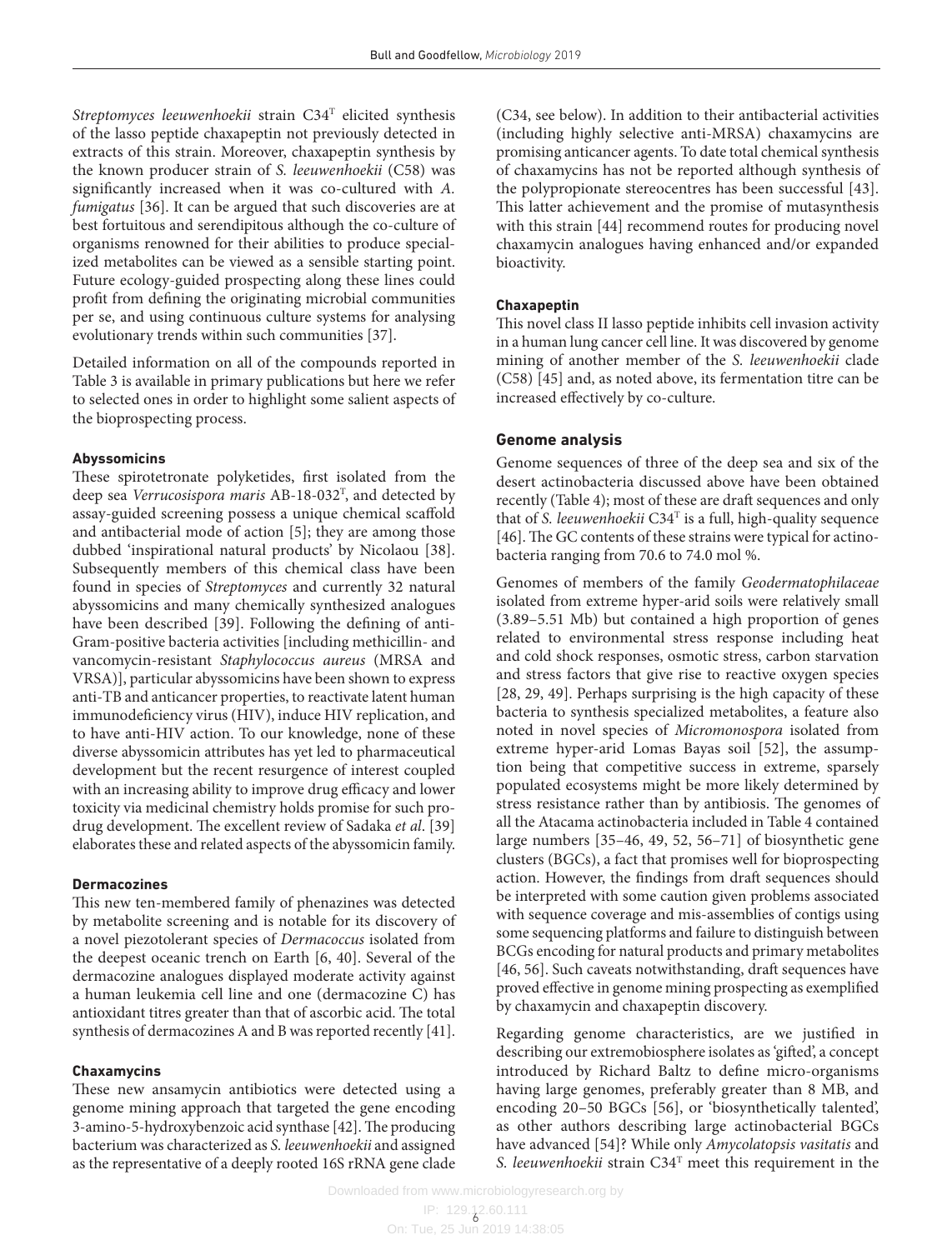*Streptomyces leeuwenhoekii* strain C34[T] elicited synthesis of the lasso peptide chaxapeptin not previously detected in extracts of this strain. Moreover, chaxapeptin synthesis by the known producer strain of *S. leeuwenhoekii* (C58) was significantly increased when it was co-cultured with *A. fumigatus* [36]. It can be argued that such discoveries are at best fortuitous and serendipitous although the co-culture of organisms renowned for their abilities to produce specialized metabolites can be viewed as a sensible starting point. Future ecology-guided prospecting along these lines could profit from defining the originating microbial communities per se, and using continuous culture systems for analysing evolutionary trends within such communities [37].

Detailed information on all of the compounds reported in Table 3 is available in primary publications but here we refer to selected ones in order to highlight some salient aspects of the bioprospecting process.

#### Abyssomicins

These spirotetronate polyketides, first isolated from the deep sea *Verrucosispora maris* AB-18-032[T], and detected by assay-guided screening possess a unique chemical scaffold and antibacterial mode of action [5]; they are among those dubbed 'inspirational natural products' by Nicolaou [38]. Subsequently members of this chemical class have been found in species of *Streptomyces* and currently 32 natural abyssomicins and many chemically synthesized analogues have been described [39]. Following the defining of anti-Gram-positive bacteria activities [including methicillin- and vancomycin-resistant *Staphylococcus aureus* (MRSA and VRSA)], particular abyssomicins have been shown to express anti-TB and anticancer properties, to reactivate latent human immunodeficiency virus (HIV), induce HIV replication, and to have anti-HIV action. To our knowledge, none of these diverse abyssomicin attributes has yet led to pharmaceutical development but the recent resurgence of interest coupled with an increasing ability to improve drug efficacy and lower toxicity via medicinal chemistry holds promise for such pro-drug development. The excellent review of Sadaka *et al.* [39] elaborates these and related aspects of the abyssomicin family.

#### Dermacozines

This new ten-membered family of phenazines was detected by metabolite screening and is notable for its discovery of a novel piezotolerant species of *Dermacoccus* isolated from the deepest oceanic trench on Earth [6, 40]. Several of the dermacozine analogues displayed moderate activity against a human leukemia cell line and one (dermacozine C) has antioxidant titres greater than that of ascorbic acid. The total synthesis of dermacozines A and B was reported recently [41].

#### Chaxamycins

These new ansamycin antibiotics were detected using a genome mining approach that targeted the gene encoding 3-amino-5-hydroxybenzoic acid synthase [42]. The producing bacterium was characterized as *S. leeuwenhoekii* and assigned as the representative of a deeply rooted 16S rRNA gene clade (C34, see below). In addition to their antibacterial activities (including highly selective anti-MRSA) chaxamycins are promising anticancer agents. To date total chemical synthesis of chaxamycins has not be reported although synthesis of the polypropionate stereocentres has been successful [43]. This latter achievement and the promise of mutasynthesis with this strain [44] recommend routes for producing novel chaxamycin analogues having enhanced and/or expanded bioactivity.

#### Chaxapeptin

This novel class II lasso peptide inhibits cell invasion activity in a human lung cancer cell line. It was discovered by genome mining of another member of the *S. leeuwenhoekii* clade (C58) [45] and, as noted above, its fermentation titre can be increased effectively by co-culture.

### Genome analysis

Genome sequences of three of the deep sea and six of the desert actinobacteria discussed above have been obtained recently (Table 4); most of these are draft sequences and only that of *S. leeuwenhoekii* C34[T] is a full, high-quality sequence [46]. The GC contents of these strains were typical for actinobacteria ranging from 70.6 to 74.0 mol %.

Genomes of members of the family *Geodermatophilaceae* isolated from extreme hyper-arid soils were relatively small (3.89–5.51 Mb) but contained a high proportion of genes related to environmental stress response including heat and cold shock responses, osmotic stress, carbon starvation and stress factors that give rise to reactive oxygen species [28, 29, 49]. Perhaps surprising is the high capacity of these bacteria to synthesis specialized metabolites, a feature also noted in novel species of *Micromonospora* isolated from extreme hyper-arid Lomas Bayas soil [52], the assumption being that competitive success in extreme, sparsely populated ecosystems might be more likely determined by stress resistance rather than by antibiosis. The genomes of all the Atacama actinobacteria included in Table 4 contained large numbers [35–46, 49, 52, 56–71] of biosynthetic gene clusters (BGCs), a fact that promises well for bioprospecting action. However, the findings from draft sequences should be interpreted with some caution given problems associated with sequence coverage and mis-assemblies of contigs using some sequencing platforms and failure to distinguish between BCGs encoding for natural products and primary metabolites [46, 56]. Such caveats notwithstanding, draft sequences have proved effective in genome mining prospecting as exemplified by chaxamycin and chaxapeptin discovery.

Regarding genome characteristics, are we justified in describing our extremobiosphere isolates as 'gifted', a concept introduced by Richard Baltz to define micro-organisms having large genomes, preferably greater than 8 MB, and encoding 20–50 BGCs [56], or 'biosynthetically talented', as other authors describing large actinobacterial BGCs have advanced [54]? While only *Amycolatopsis vasitatis* and *S. leeuwenhoekii* strain C34[T] meet this requirement in the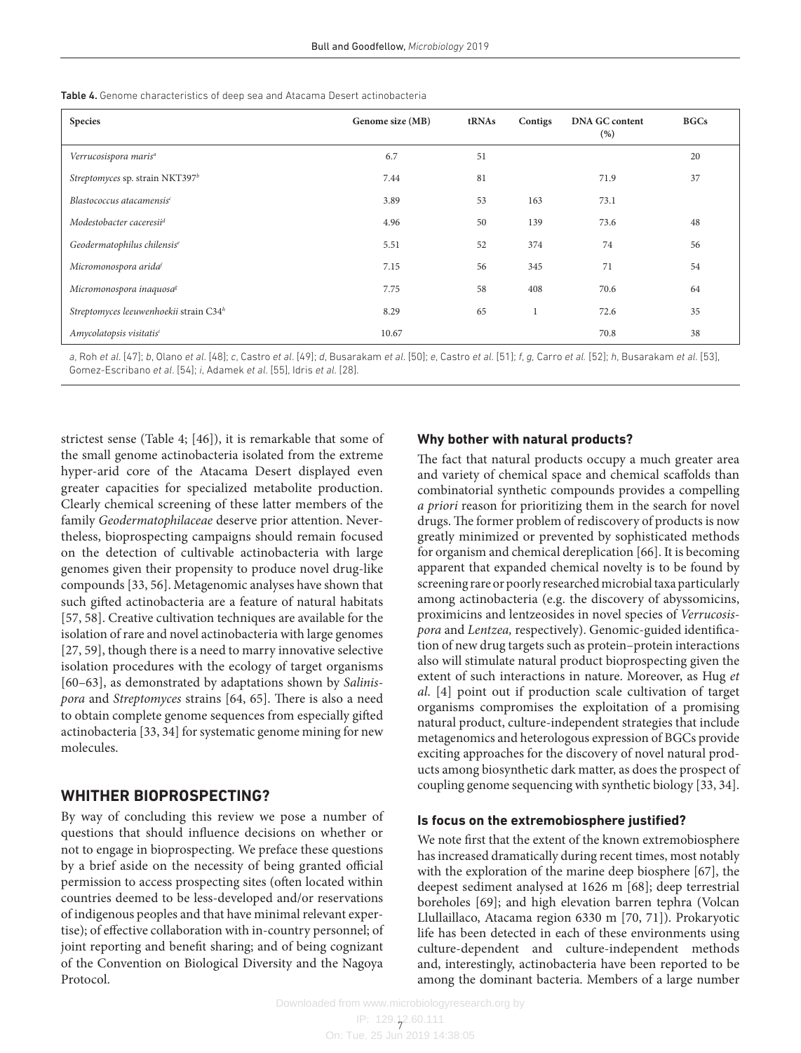**Table 4.** Genome characteristics of deep sea and Atacama Desert actinobacteria

| Species | Genome size (MB) | tRNAs | Contigs | DNA GC content (%) | BGCs |
|---|---|---|---|---|---|
| *Verrucosispora maris*[a] | 6.7 | 51 | | | 20 |
| *Streptomyces* sp. strain NKT397[b] | 7.44 | 81 | | 71.9 | 37 |
| *Blastococcus atacamensis*[c] | 3.89 | 53 | 163 | 73.1 | |
| *Modestobacter caceresii*[d] | 4.96 | 50 | 139 | 73.6 | 48 |
| *Geodermatophilus chilensis*[e] | 5.51 | 52 | 374 | 74 | 56 |
| *Micromonospora arida*[f] | 7.15 | 56 | 345 | 71 | 54 |
| *Micromonospora inaquosa*[g] | 7.75 | 58 | 408 | 70.6 | 64 |
| *Streptomyces leeuwenhoekii* strain C34[h] | 8.29 | 65 | 1 | 72.6 | 35 |
| *Amycolatopsis visitatis*[i] | 10.67 | | | 70.8 | 38 |

*a*, Roh *et al.* [47]; *b*, Olano *et al.* [48]; *c*, Castro *et al.* [49]; *d*, Busarakam *et al.* [50]; *e*, Castro *et al.* [51]; *f*, *g*, Carro *et al.* [52]; *h*, Busarakam *et al.* [53], Gomez-Escribano *et al.* [54]; *i*, Adamek *et al.* [55], Idris *et al.* [28].

strictest sense (Table 4; [46]), it is remarkable that some of the small genome actinobacteria isolated from the extreme hyper-arid core of the Atacama Desert displayed even greater capacities for specialized metabolite production. Clearly chemical screening of these latter members of the family *Geodermatophilaceae* deserve prior attention. Nevertheless, bioprospecting campaigns should remain focused on the detection of cultivable actinobacteria with large genomes given their propensity to produce novel drug-like compounds [33, 56]. Metagenomic analyses have shown that such gifted actinobacteria are a feature of natural habitats [57, 58]. Creative cultivation techniques are available for the isolation of rare and novel actinobacteria with large genomes [27, 59], though there is a need to marry innovative selective isolation procedures with the ecology of target organisms [60–63], as demonstrated by adaptations shown by *Salinispora* and *Streptomyces* strains [64, 65]. There is also a need to obtain complete genome sequences from especially gifted actinobacteria [33, 34] for systematic genome mining for new molecules.

## WHITHER BIOPROSPECTING?

By way of concluding this review we pose a number of questions that should influence decisions on whether or not to engage in bioprospecting. We preface these questions by a brief aside on the necessity of being granted official permission to access prospecting sites (often located within countries deemed to be less-developed and/or reservations of indigenous peoples and that have minimal relevant expertise); of effective collaboration with in-country personnel; of joint reporting and benefit sharing; and of being cognizant of the Convention on Biological Diversity and the Nagoya Protocol.

### Why bother with natural products?

The fact that natural products occupy a much greater area and variety of chemical space and chemical scaffolds than combinatorial synthetic compounds provides a compelling *a priori* reason for prioritizing them in the search for novel drugs. The former problem of rediscovery of products is now greatly minimized or prevented by sophisticated methods for organism and chemical dereplication [66]. It is becoming apparent that expanded chemical novelty is to be found by screening rare or poorly researched microbial taxa particularly among actinobacteria (e.g. the discovery of abyssomicins, proximicins and lentzeosides in novel species of *Verrucosispora* and *Lentzea,* respectively). Genomic-guided identification of new drug targets such as protein–protein interactions also will stimulate natural product bioprospecting given the extent of such interactions in nature. Moreover, as Hug *et al.* [4] point out if production scale cultivation of target organisms compromises the exploitation of a promising natural product, culture-independent strategies that include metagenomics and heterologous expression of BGCs provide exciting approaches for the discovery of novel natural products among biosynthetic dark matter, as does the prospect of coupling genome sequencing with synthetic biology [33, 34].

### Is focus on the extremobiosphere justified?

We note first that the extent of the known extremobiosphere has increased dramatically during recent times, most notably with the exploration of the marine deep biosphere [67], the deepest sediment analysed at 1626 m [68]; deep terrestrial boreholes [69]; and high elevation barren tephra (Volcan Llullaillaco, Atacama region 6330 m [70, 71]). Prokaryotic life has been detected in each of these environments using culture-dependent and culture-independent methods and, interestingly, actinobacteria have been reported to be among the dominant bacteria. Members of a large number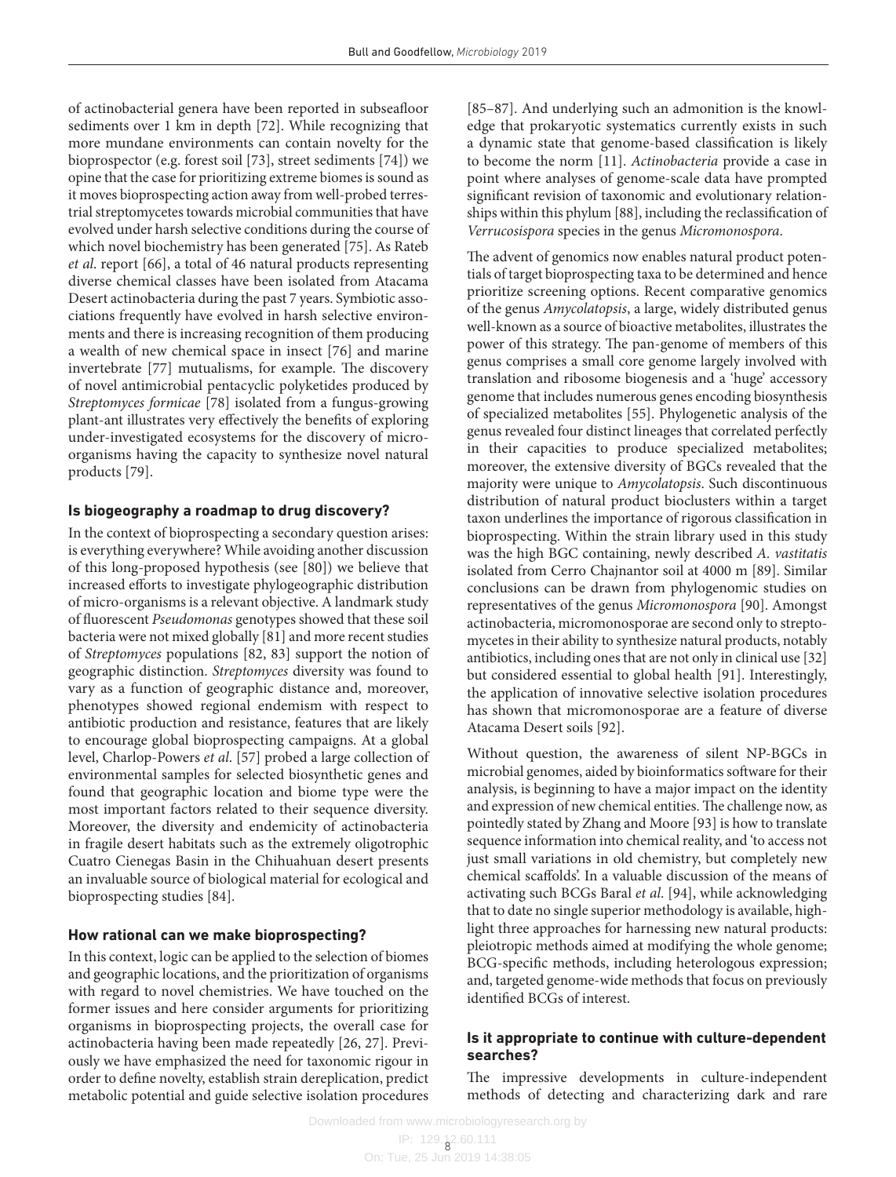of actinobacterial genera have been reported in subseafloor sediments over 1 km in depth [72]. While recognizing that more mundane environments can contain novelty for the bioprospector (e.g. forest soil [73], street sediments [74]) we opine that the case for prioritizing extreme biomes is sound as it moves bioprospecting action away from well-probed terrestrial streptomycetes towards microbial communities that have evolved under harsh selective conditions during the course of which novel biochemistry has been generated [75]. As Rateb *et al*. report [66], a total of 46 natural products representing diverse chemical classes have been isolated from Atacama Desert actinobacteria during the past 7 years. Symbiotic associations frequently have evolved in harsh selective environments and there is increasing recognition of them producing a wealth of new chemical space in insect [76] and marine invertebrate [77] mutualisms, for example. The discovery of novel antimicrobial pentacyclic polyketides produced by *Streptomyces formicae* [78] isolated from a fungus-growing plant-ant illustrates very effectively the benefits of exploring under-investigated ecosystems for the discovery of micro-organisms having the capacity to synthesize novel natural products [79].

## Is biogeography a roadmap to drug discovery?

In the context of bioprospecting a secondary question arises: is everything everywhere? While avoiding another discussion of this long-proposed hypothesis (see [80]) we believe that increased efforts to investigate phylogeographic distribution of micro-organisms is a relevant objective. A landmark study of fluorescent *Pseudomonas* genotypes showed that these soil bacteria were not mixed globally [81] and more recent studies of *Streptomyces* populations [82, 83] support the notion of geographic distinction. *Streptomyces* diversity was found to vary as a function of geographic distance and, moreover, phenotypes showed regional endemism with respect to antibiotic production and resistance, features that are likely to encourage global bioprospecting campaigns. At a global level, Charlop-Powers *et al*. [57] probed a large collection of environmental samples for selected biosynthetic genes and found that geographic location and biome type were the most important factors related to their sequence diversity. Moreover, the diversity and endemicity of actinobacteria in fragile desert habitats such as the extremely oligotrophic Cuatro Cienegas Basin in the Chihuahuan desert presents an invaluable source of biological material for ecological and bioprospecting studies [84].

## How rational can we make bioprospecting?

In this context, logic can be applied to the selection of biomes and geographic locations, and the prioritization of organisms with regard to novel chemistries. We have touched on the former issues and here consider arguments for prioritizing organisms in bioprospecting projects, the overall case for actinobacteria having been made repeatedly [26, 27]. Previously we have emphasized the need for taxonomic rigour in order to define novelty, establish strain dereplication, predict metabolic potential and guide selective isolation procedures [85–87]. And underlying such an admonition is the knowledge that prokaryotic systematics currently exists in such a dynamic state that genome-based classification is likely to become the norm [11]. *Actinobacteria* provide a case in point where analyses of genome-scale data have prompted significant revision of taxonomic and evolutionary relationships within this phylum [88], including the reclassification of *Verrucosispora* species in the genus *Micromonospora*.

The advent of genomics now enables natural product potentials of target bioprospecting taxa to be determined and hence prioritize screening options. Recent comparative genomics of the genus *Amycolatopsis*, a large, widely distributed genus well-known as a source of bioactive metabolites, illustrates the power of this strategy. The pan-genome of members of this genus comprises a small core genome largely involved with translation and ribosome biogenesis and a 'huge' accessory genome that includes numerous genes encoding biosynthesis of specialized metabolites [55]. Phylogenetic analysis of the genus revealed four distinct lineages that correlated perfectly in their capacities to produce specialized metabolites; moreover, the extensive diversity of BGCs revealed that the majority were unique to *Amycolatopsis*. Such discontinuous distribution of natural product bioclusters within a target taxon underlines the importance of rigorous classification in bioprospecting. Within the strain library used in this study was the high BGC containing, newly described *A. vastitatis* isolated from Cerro Chajnantor soil at 4000 m [89]. Similar conclusions can be drawn from phylogenomic studies on representatives of the genus *Micromonospora* [90]. Amongst actinobacteria, micromonosporae are second only to streptomycetes in their ability to synthesize natural products, notably antibiotics, including ones that are not only in clinical use [32] but considered essential to global health [91]. Interestingly, the application of innovative selective isolation procedures has shown that micromonosporae are a feature of diverse Atacama Desert soils [92].

Without question, the awareness of silent NP-BGCs in microbial genomes, aided by bioinformatics software for their analysis, is beginning to have a major impact on the identity and expression of new chemical entities. The challenge now, as pointedly stated by Zhang and Moore [93] is how to translate sequence information into chemical reality, and 'to access not just small variations in old chemistry, but completely new chemical scaffolds'. In a valuable discussion of the means of activating such BCGs Baral *et al*. [94], while acknowledging that to date no single superior methodology is available, highlight three approaches for harnessing new natural products: pleiotropic methods aimed at modifying the whole genome; BCG-specific methods, including heterologous expression; and, targeted genome-wide methods that focus on previously identified BCGs of interest.

## Is it appropriate to continue with culture-dependent searches?

The impressive developments in culture-independent methods of detecting and characterizing dark and rare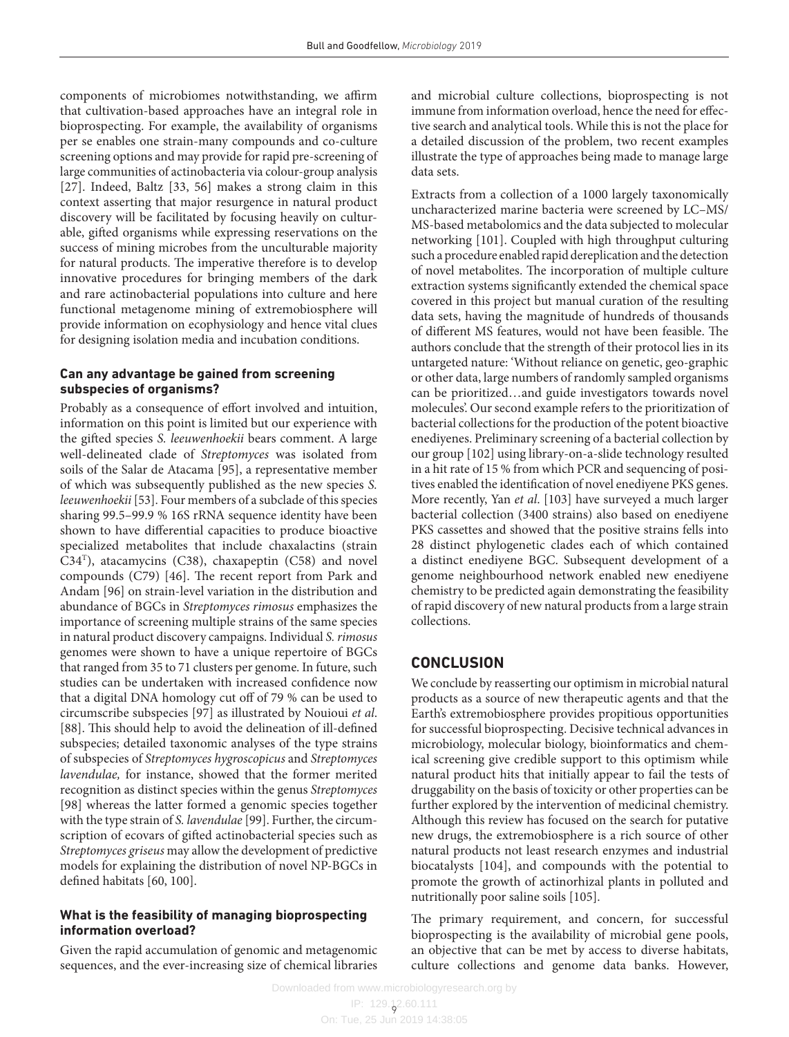components of microbiomes notwithstanding, we affirm that cultivation-based approaches have an integral role in bioprospecting. For example, the availability of organisms per se enables one strain-many compounds and co-culture screening options and may provide for rapid pre-screening of large communities of actinobacteria via colour-group analysis [27]. Indeed, Baltz [33, 56] makes a strong claim in this context asserting that major resurgence in natural product discovery will be facilitated by focusing heavily on culturable, gifted organisms while expressing reservations on the success of mining microbes from the unculturable majority for natural products. The imperative therefore is to develop innovative procedures for bringing members of the dark and rare actinobacterial populations into culture and here functional metagenome mining of extremobiosphere will provide information on ecophysiology and hence vital clues for designing isolation media and incubation conditions.

### Can any advantage be gained from screening subspecies of organisms?

Probably as a consequence of effort involved and intuition, information on this point is limited but our experience with the gifted species *S. leeuwenhoekii* bears comment. A large well-delineated clade of *Streptomyces* was isolated from soils of the Salar de Atacama [95], a representative member of which was subsequently published as the new species *S. leeuwenhoekii* [53]. Four members of a subclade of this species sharing 99.5–99.9 % 16S rRNA sequence identity have been shown to have differential capacities to produce bioactive specialized metabolites that include chaxalactins (strain C34[T]), atacamycins (C38), chaxapeptin (C58) and novel compounds (C79) [46]. The recent report from Park and Andam [96] on strain-level variation in the distribution and abundance of BGCs in *Streptomyces rimosus* emphasizes the importance of screening multiple strains of the same species in natural product discovery campaigns. Individual *S. rimosus* genomes were shown to have a unique repertoire of BGCs that ranged from 35 to 71 clusters per genome. In future, such studies can be undertaken with increased confidence now that a digital DNA homology cut off of 79 % can be used to circumscribe subspecies [97] as illustrated by Nouioui *et al*. [88]. This should help to avoid the delineation of ill-defined subspecies; detailed taxonomic analyses of the type strains of subspecies of *Streptomyces hygroscopicus* and *Streptomyces lavendulae,* for instance, showed that the former merited recognition as distinct species within the genus *Streptomyces* [98] whereas the latter formed a genomic species together with the type strain of *S. lavendulae* [99]. Further, the circumscription of ecovars of gifted actinobacterial species such as *Streptomyces griseus* may allow the development of predictive models for explaining the distribution of novel NP-BGCs in defined habitats [60, 100].

### What is the feasibility of managing bioprospecting information overload?

Given the rapid accumulation of genomic and metagenomic sequences, and the ever-increasing size of chemical libraries and microbial culture collections, bioprospecting is not immune from information overload, hence the need for effective search and analytical tools. While this is not the place for a detailed discussion of the problem, two recent examples illustrate the type of approaches being made to manage large data sets.

Extracts from a collection of a 1000 largely taxonomically uncharacterized marine bacteria were screened by LC–MS/MS-based metabolomics and the data subjected to molecular networking [101]. Coupled with high throughput culturing such a procedure enabled rapid dereplication and the detection of novel metabolites. The incorporation of multiple culture extraction systems significantly extended the chemical space covered in this project but manual curation of the resulting data sets, having the magnitude of hundreds of thousands of different MS features, would not have been feasible. The authors conclude that the strength of their protocol lies in its untargeted nature: 'Without reliance on genetic, geo-graphic or other data, large numbers of randomly sampled organisms can be prioritized…and guide investigators towards novel molecules'. Our second example refers to the prioritization of bacterial collections for the production of the potent bioactive enediyenes. Preliminary screening of a bacterial collection by our group [102] using library-on-a-slide technology resulted in a hit rate of 15 % from which PCR and sequencing of positives enabled the identification of novel enediyene PKS genes. More recently, Yan *et al*. [103] have surveyed a much larger bacterial collection (3400 strains) also based on enediyene PKS cassettes and showed that the positive strains fells into 28 distinct phylogenetic clades each of which contained a distinct enediyene BGC. Subsequent development of a genome neighbourhood network enabled new enediyene chemistry to be predicted again demonstrating the feasibility of rapid discovery of new natural products from a large strain collections.

## CONCLUSION

We conclude by reasserting our optimism in microbial natural products as a source of new therapeutic agents and that the Earth's extremobiosphere provides propitious opportunities for successful bioprospecting. Decisive technical advances in microbiology, molecular biology, bioinformatics and chemical screening give credible support to this optimism while natural product hits that initially appear to fail the tests of druggability on the basis of toxicity or other properties can be further explored by the intervention of medicinal chemistry. Although this review has focused on the search for putative new drugs, the extremobiosphere is a rich source of other natural products not least research enzymes and industrial biocatalysts [104], and compounds with the potential to promote the growth of actinorhizal plants in polluted and nutritionally poor saline soils [105].

The primary requirement, and concern, for successful bioprospecting is the availability of microbial gene pools, an objective that can be met by access to diverse habitats, culture collections and genome data banks. However,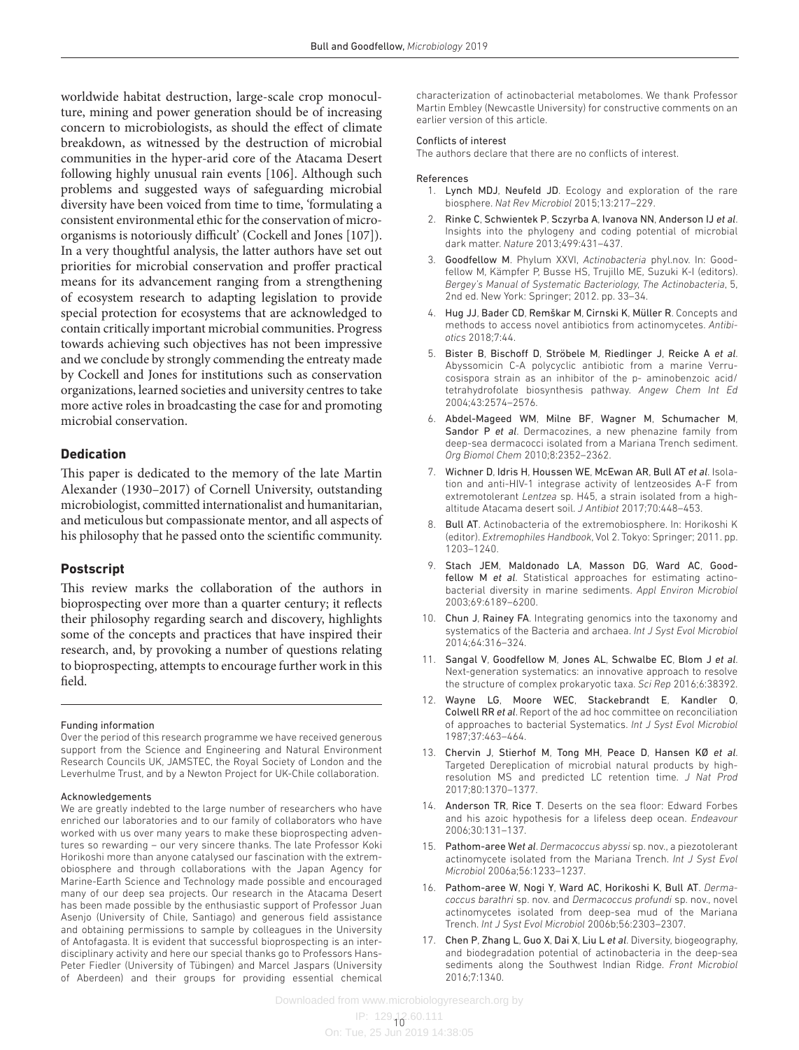worldwide habitat destruction, large-scale crop monoculture, mining and power generation should be of increasing concern to microbiologists, as should the effect of climate breakdown, as witnessed by the destruction of microbial communities in the hyper-arid core of the Atacama Desert following highly unusual rain events [106]. Although such problems and suggested ways of safeguarding microbial diversity have been voiced from time to time, 'formulating a consistent environmental ethic for the conservation of microorganisms is notoriously difficult' (Cockell and Jones [107]). In a very thoughtful analysis, the latter authors have set out priorities for microbial conservation and proffer practical means for its advancement ranging from a strengthening of ecosystem research to adapting legislation to provide special protection for ecosystems that are acknowledged to contain critically important microbial communities. Progress towards achieving such objectives has not been impressive and we conclude by strongly commending the entreaty made by Cockell and Jones for institutions such as conservation organizations, learned societies and university centres to take more active roles in broadcasting the case for and promoting microbial conservation.

## Dedication

This paper is dedicated to the memory of the late Martin Alexander (1930–2017) of Cornell University, outstanding microbiologist, committed internationalist and humanitarian, and meticulous but compassionate mentor, and all aspects of his philosophy that he passed onto the scientific community.

## Postscript

This review marks the collaboration of the authors in bioprospecting over more than a quarter century; it reflects their philosophy regarding search and discovery, highlights some of the concepts and practices that have inspired their research, and, by provoking a number of questions relating to bioprospecting, attempts to encourage further work in this field.

#### Funding information

Over the period of this research programme we have received generous support from the Science and Engineering and Natural Environment Research Councils UK, JAMSTEC, the Royal Society of London and the Leverhulme Trust, and by a Newton Project for UK-Chile collaboration.

#### Acknowledgements

We are greatly indebted to the large number of researchers who have enriched our laboratories and to our family of collaborators who have worked with us over many years to make these bioprospecting adventures so rewarding – our very sincere thanks. The late Professor Koki Horikoshi more than anyone catalysed our fascination with the extremobiosphere and through collaborations with the Japan Agency for Marine-Earth Science and Technology made possible and encouraged many of our deep sea projects. Our research in the Atacama Desert has been made possible by the enthusiastic support of Professor Juan Asenjo (University of Chile, Santiago) and generous field assistance and obtaining permissions to sample by colleagues in the University of Antofagasta. It is evident that successful bioprospecting is an interdisciplinary activity and here our special thanks go to Professors Hans-Peter Fiedler (University of Tübingen) and Marcel Jaspars (University of Aberdeen) and their groups for providing essential chemical characterization of actinobacterial metabolomes. We thank Professor Martin Embley (Newcastle University) for constructive comments on an earlier version of this article.

#### Conflicts of interest

The authors declare that there are no conflicts of interest.

#### References

1. Lynch MDJ, Neufeld JD. Ecology and exploration of the rare biosphere. *Nat Rev Microbiol* 2015;13:217–229.
2. Rinke C, Schwientek P, Sczyrba A, Ivanova NN, Anderson IJ *et al*. Insights into the phylogeny and coding potential of microbial dark matter. *Nature* 2013;499:431–437.
3. Goodfellow M. Phylum XXVI, *Actinobacteria* phyl.nov. In: Goodfellow M, Kämpfer P, Busse HS, Trujillo ME, Suzuki K-I (editors). *Bergey's Manual of Systematic Bacteriology, The Actinobacteria*, 5, 2nd ed. New York: Springer; 2012. pp. 33–34.
4. Hug JJ, Bader CD, Remškar M, Cirnski K, Müller R. Concepts and methods to access novel antibiotics from actinomycetes. *Antibiotics* 2018;7:44.
5. Bister B, Bischoff D, Ströbele M, Riedlinger J, Reicke A *et al*. Abyssomicin C-A polycyclic antibiotic from a marine Verrucosispora strain as an inhibitor of the p- aminobenzoic acid/tetrahydrofolate biosynthesis pathway. *Angew Chem Int Ed* 2004;43:2574–2576.
6. Abdel-Mageed WM, Milne BF, Wagner M, Schumacher M, Sandor P *et al*. Dermacozines, a new phenazine family from deep-sea dermacocci isolated from a Mariana Trench sediment. *Org Biomol Chem* 2010;8:2352–2362.
7. Wichner D, Idris H, Houssen WE, McEwan AR, Bull AT *et al*. Isolation and anti-HIV-1 integrase activity of lentzeosides A-F from extremotolerant *Lentzea* sp. H45, a strain isolated from a high-altitude Atacama desert soil. *J Antibiot* 2017;70:448–453.
8. Bull AT. Actinobacteria of the extremobiosphere. In: Horikoshi K (editor). *Extremophiles Handbook*, Vol 2. Tokyo: Springer; 2011. pp. 1203–1240.
9. Stach JEM, Maldonado LA, Masson DG, Ward AC, Goodfellow M *et al*. Statistical approaches for estimating actinobacterial diversity in marine sediments. *Appl Environ Microbiol* 2003;69:6189–6200.
10. Chun J, Rainey FA. Integrating genomics into the taxonomy and systematics of the Bacteria and archaea. *Int J Syst Evol Microbiol* 2014;64:316–324.
11. Sangal V, Goodfellow M, Jones AL, Schwalbe EC, Blom J *et al*. Next-generation systematics: an innovative approach to resolve the structure of complex prokaryotic taxa. *Sci Rep* 2016;6:38392.
12. Wayne LG, Moore WEC, Stackebrandt E, Kandler O, Colwell RR *et al*. Report of the ad hoc committee on reconciliation of approaches to bacterial Systematics. *Int J Syst Evol Microbiol* 1987;37:463–464.
13. Chervin J, Stierhof M, Tong MH, Peace D, Hansen KØ *et al*. Targeted Dereplication of microbial natural products by high-resolution MS and predicted LC retention time. *J Nat Prod* 2017;80:1370–1377.
14. Anderson TR, Rice T. Deserts on the sea floor: Edward Forbes and his azoic hypothesis for a lifeless deep ocean. *Endeavour* 2006;30:131–137.
15. Pathom-aree W *et al*. *Dermacoccus abyssi* sp. nov., a piezotolerant actinomycete isolated from the Mariana Trench. *Int J Syst Evol Microbiol* 2006a;56:1233–1237.
16. Pathom-aree W, Nogi Y, Ward AC, Horikoshi K, Bull AT. *Dermacoccus barathri* sp. nov. and *Dermacoccus profundi* sp. nov., novel actinomycetes isolated from deep-sea mud of the Mariana Trench. *Int J Syst Evol Microbiol* 2006b;56:2303–2307.
17. Chen P, Zhang L, Guo X, Dai X, Liu L *et al*. Diversity, biogeography, and biodegradation potential of actinobacteria in the deep-sea sediments along the Southwest Indian Ridge. *Front Microbiol* 2016;7:1340.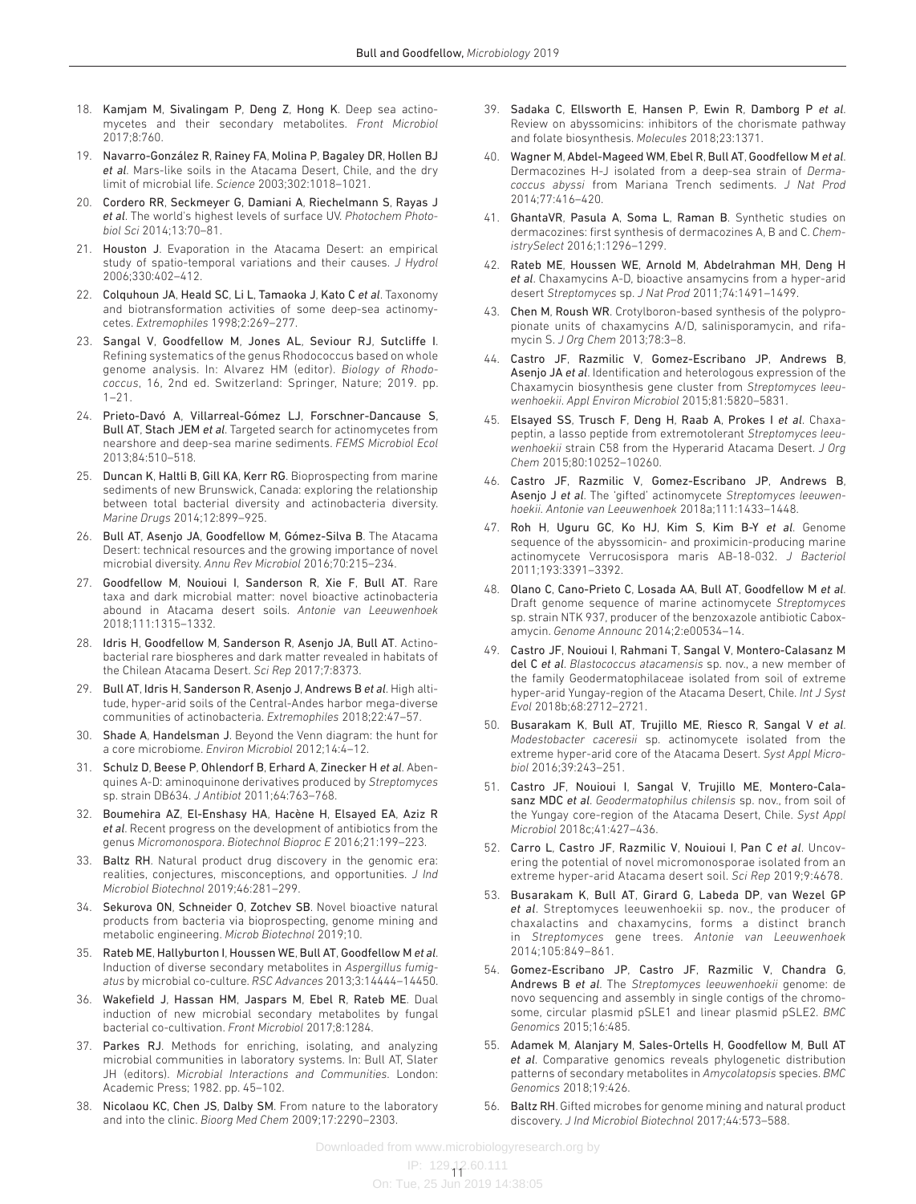18. Kamjam M, Sivalingam P, Deng Z, Hong K. Deep sea actinomycetes and their secondary metabolites. *Front Microbiol* 2017;8:760.
19. Navarro-González R, Rainey FA, Molina P, Bagaley DR, Hollen BJ *et al*. Mars-like soils in the Atacama Desert, Chile, and the dry limit of microbial life. *Science* 2003;302:1018–1021.
20. Cordero RR, Seckmeyer G, Damiani A, Riechelmann S, Rayas J *et al*. The world's highest levels of surface UV. *Photochem Photobiol Sci* 2014;13:70–81.
21. Houston J. Evaporation in the Atacama Desert: an empirical study of spatio-temporal variations and their causes. *J Hydrol* 2006;330:402–412.
22. Colquhoun JA, Heald SC, Li L, Tamaoka J, Kato C *et al*. Taxonomy and biotransformation activities of some deep-sea actinomycetes. *Extremophiles* 1998;2:269–277.
23. Sangal V, Goodfellow M, Jones AL, Seviour RJ, Sutcliffe I. Refining systematics of the genus Rhodococcus based on whole genome analysis. In: Alvarez HM (editor). *Biology of Rhodococcus*, 16, 2nd ed. Switzerland: Springer, Nature; 2019. pp. 1–21.
24. Prieto-Davó A, Villarreal-Gómez LJ, Forschner-Dancause S, Bull AT, Stach JEM *et al*. Targeted search for actinomycetes from nearshore and deep-sea marine sediments. *FEMS Microbiol Ecol* 2013;84:510–518.
25. Duncan K, Haltli B, Gill KA, Kerr RG. Bioprospecting from marine sediments of new Brunswick, Canada: exploring the relationship between total bacterial diversity and actinobacteria diversity. *Marine Drugs* 2014;12:899–925.
26. Bull AT, Asenjo JA, Goodfellow M, Gómez-Silva B. The Atacama Desert: technical resources and the growing importance of novel microbial diversity. *Annu Rev Microbiol* 2016;70:215–234.
27. Goodfellow M, Nouioui I, Sanderson R, Xie F, Bull AT. Rare taxa and dark microbial matter: novel bioactive actinobacteria abound in Atacama desert soils. *Antonie van Leeuwenhoek* 2018;111:1315–1332.
28. Idris H, Goodfellow M, Sanderson R, Asenjo JA, Bull AT. Actinobacterial rare biospheres and dark matter revealed in habitats of the Chilean Atacama Desert. *Sci Rep* 2017;7:8373.
29. Bull AT, Idris H, Sanderson R, Asenjo J, Andrews B *et al*. High altitude, hyper-arid soils of the Central-Andes harbor mega-diverse communities of actinobacteria. *Extremophiles* 2018;22:47–57.
30. Shade A, Handelsman J. Beyond the Venn diagram: the hunt for a core microbiome. *Environ Microbiol* 2012;14:4–12.
31. Schulz D, Beese P, Ohlendorf B, Erhard A, Zinecker H *et al*. Abenquines A-D: aminoquinone derivatives produced by *Streptomyces* sp. strain DB634. *J Antibiot* 2011;64:763–768.
32. Boumehira AZ, El-Enshasy HA, Hacène H, Elsayed EA, Aziz R *et al*. Recent progress on the development of antibiotics from the genus *Micromonospora*. *Biotechnol Bioproc E* 2016;21:199–223.
33. Baltz RH. Natural product drug discovery in the genomic era: realities, conjectures, misconceptions, and opportunities. *J Ind Microbiol Biotechnol* 2019;46:281–299.
34. Sekurova ON, Schneider O, Zotchev SB. Novel bioactive natural products from bacteria via bioprospecting, genome mining and metabolic engineering. *Microb Biotechnol* 2019;10.
35. Rateb ME, Hallyburton I, Houssen WE, Bull AT, Goodfellow M *et al*. Induction of diverse secondary metabolites in *Aspergillus fumigatus* by microbial co-culture. *RSC Advances* 2013;3:14444–14450.
36. Wakefield J, Hassan HM, Jaspars M, Ebel R, Rateb ME. Dual induction of new microbial secondary metabolites by fungal bacterial co-cultivation. *Front Microbiol* 2017;8:1284.
37. Parkes RJ. Methods for enriching, isolating, and analyzing microbial communities in laboratory systems. In: Bull AT, Slater JH (editors). *Microbial Interactions and Communities*. London: Academic Press; 1982. pp. 45–102.
38. Nicolaou KC, Chen JS, Dalby SM. From nature to the laboratory and into the clinic. *Bioorg Med Chem* 2009;17:2290–2303.
39. Sadaka C, Ellsworth E, Hansen P, Ewin R, Damborg P *et al*. Review on abyssomicins: inhibitors of the chorismate pathway and folate biosynthesis. *Molecules* 2018;23:1371.
40. Wagner M, Abdel-Mageed WM, Ebel R, Bull AT, Goodfellow M *et al*. Dermacozines H-J isolated from a deep-sea strain of *Dermacoccus abyssi* from Mariana Trench sediments. *J Nat Prod* 2014;77:416–420.
41. GhantaVR, Pasula A, Soma L, Raman B. Synthetic studies on dermacozines: first synthesis of dermacozines A, B and C. *ChemistrySelect* 2016;1:1296–1299.
42. Rateb ME, Houssen WE, Arnold M, Abdelrahman MH, Deng H *et al*. Chaxamycins A-D, bioactive ansamycins from a hyper-arid desert *Streptomyces* sp. *J Nat Prod* 2011;74:1491–1499.
43. Chen M, Roush WR. Crotylboron-based synthesis of the polypropionate units of chaxamycins A/D, salinisporamycin, and rifamycin S. *J Org Chem* 2013;78:3–8.
44. Castro JF, Razmilic V, Gomez-Escribano JP, Andrews B, Asenjo JA *et al*. Identification and heterologous expression of the Chaxamycin biosynthesis gene cluster from *Streptomyces leeuwenhoekii*. *Appl Environ Microbiol* 2015;81:5820–5831.
45. Elsayed SS, Trusch F, Deng H, Raab A, Prokes I *et al*. Chaxapeptin, a lasso peptide from extremotolerant *Streptomyces leeuwenhoekii* strain C58 from the Hyperarid Atacama Desert. *J Org Chem* 2015;80:10252–10260.
46. Castro JF, Razmilic V, Gomez-Escribano JP, Andrews B, Asenjo J *et al*. The 'gifted' actinomycete *Streptomyces leeuwenhoekii*. *Antonie van Leeuwenhoek* 2018a;111:1433–1448.
47. Roh H, Uguru GC, Ko HJ, Kim S, Kim B-Y *et al*. Genome sequence of the abyssomicin- and proximicin-producing marine actinomycete Verrucosispora maris AB-18-032. *J Bacteriol* 2011;193:3391–3392.
48. Olano C, Cano-Prieto C, Losada AA, Bull AT, Goodfellow M *et al*. Draft genome sequence of marine actinomycete *Streptomyces* sp. strain NTK 937, producer of the benzoxazole antibiotic Caboxamycin. *Genome Announc* 2014;2:e00534–14.
49. Castro JF, Nouioui I, Rahmani T, Sangal V, Montero-Calasanz M del C *et al*. *Blastococcus atacamensis* sp. nov., a new member of the family Geodermatophilaceae isolated from soil of extreme hyper-arid Yungay-region of the Atacama Desert, Chile. *Int J Syst Evol* 2018b;68:2712–2721.
50. Busarakam K, Bull AT, Trujillo ME, Riesco R, Sangal V *et al*. *Modestobacter caceresii* sp. actinomycete isolated from the extreme hyper-arid core of the Atacama Desert. *Syst Appl Microbiol* 2016;39:243–251.
51. Castro JF, Nouioui I, Sangal V, Trujillo ME, Montero-Calasanz MDC *et al*. *Geodermatophilus chilensis* sp. nov., from soil of the Yungay core-region of the Atacama Desert, Chile. *Syst Appl Microbiol* 2018c;41:427–436.
52. Carro L, Castro JF, Razmilic V, Nouioui I, Pan C *et al*. Uncovering the potential of novel micromonosporae isolated from an extreme hyper-arid Atacama desert soil. *Sci Rep* 2019;9:4678.
53. Busarakam K, Bull AT, Girard G, Labeda DP, van Wezel GP *et al*. Streptomyces leeuwenhoekii sp. nov., the producer of chaxalactins and chaxamycins, forms a distinct branch in *Streptomyces* gene trees. *Antonie van Leeuwenhoek* 2014;105:849–861.
54. Gomez-Escribano JP, Castro JF, Razmilic V, Chandra G, Andrews B *et al*. The *Streptomyces leeuwenhoekii* genome: de novo sequencing and assembly in single contigs of the chromosome, circular plasmid pSLE1 and linear plasmid pSLE2. *BMC Genomics* 2015;16:485.
55. Adamek M, Alanjary M, Sales-Ortells H, Goodfellow M, Bull AT *et al*. Comparative genomics reveals phylogenetic distribution patterns of secondary metabolites in *Amycolatopsis* species. *BMC Genomics* 2018;19:426.
56. Baltz RH. Gifted microbes for genome mining and natural product discovery. *J Ind Microbiol Biotechnol* 2017;44:573–588.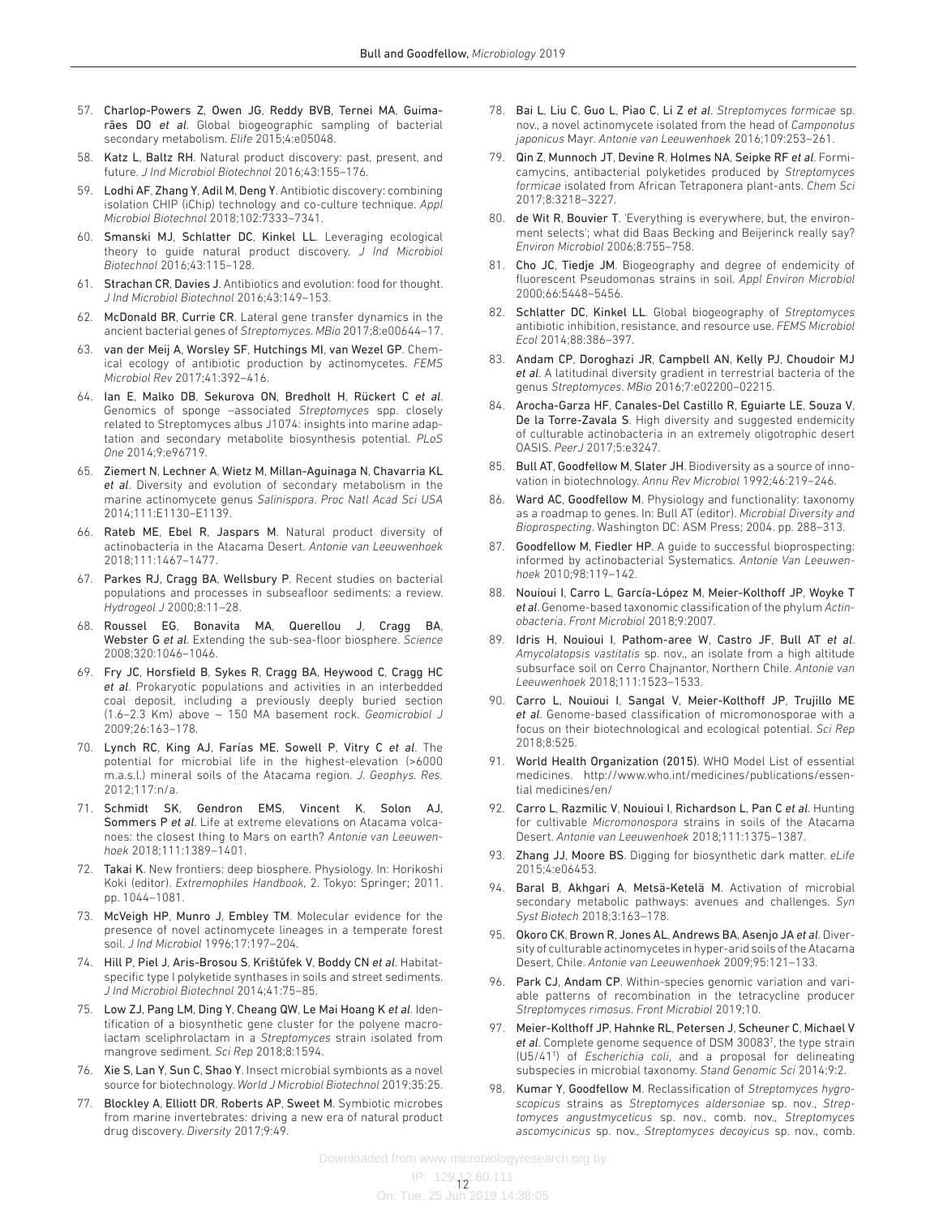57. Charlop-Powers Z, Owen JG, Reddy BVB, Ternei MA, Guimarães DO *et al*. Global biogeographic sampling of bacterial secondary metabolism. *Elife* 2015;4:e05048.
58. Katz L, Baltz RH. Natural product discovery: past, present, and future. *J Ind Microbiol Biotechnol* 2016;43:155–176.
59. Lodhi AF, Zhang Y, Adil M, Deng Y. Antibiotic discovery: combining isolation CHIP (iChip) technology and co-culture technique. *Appl Microbiol Biotechnol* 2018;102:7333–7341.
60. Smanski MJ, Schlatter DC, Kinkel LL. Leveraging ecological theory to guide natural product discovery. *J Ind Microbiol Biotechnol* 2016;43:115–128.
61. Strachan CR, Davies J. Antibiotics and evolution: food for thought. *J Ind Microbiol Biotechnol* 2016;43:149–153.
62. McDonald BR, Currie CR. Lateral gene transfer dynamics in the ancient bacterial genes of *Streptomyces*. *MBio* 2017;8:e00644–17.
63. van der Meij A, Worsley SF, Hutchings MI, van Wezel GP. Chemical ecology of antibiotic production by actinomycetes. *FEMS Microbiol Rev* 2017;41:392–416.
64. Ian E, Malko DB, Sekurova ON, Bredholt H, Rückert C *et al*. Genomics of sponge –associated *Streptomyces* spp. closely related to Streptomyces albus J1074: insights into marine adaptation and secondary metabolite biosynthesis potential. *PLoS One* 2014;9:e96719.
65. Ziemert N, Lechner A, Wietz M, Millan-Aguinaga N, Chavarria KL *et al*. Diversity and evolution of secondary metabolism in the marine actinomycete genus *Salinispora*. *Proc Natl Acad Sci USA* 2014;111:E1130–E1139.
66. Rateb ME, Ebel R, Jaspars M. Natural product diversity of actinobacteria in the Atacama Desert. *Antonie van Leeuwenhoek* 2018;111:1467–1477.
67. Parkes RJ, Cragg BA, Wellsbury P. Recent studies on bacterial populations and processes in subseafloor sediments: a review. *Hydrogeol J* 2000;8:11–28.
68. Roussel EG, Bonavita MA, Querellou J, Cragg BA, Webster G *et al*. Extending the sub-sea-floor biosphere. *Science* 2008;320:1046–1046.
69. Fry JC, Horsfield B, Sykes R, Cragg BA, Heywood C, Cragg HC *et al*. Prokaryotic populations and activities in an interbedded coal deposit, including a previously deeply buried section (1.6–2.3 Km) above ~ 150 MA basement rock. *Geomicrobiol J* 2009;26:163–178.
70. Lynch RC, King AJ, Farías ME, Sowell P, Vitry C *et al*. The potential for microbial life in the highest-elevation (>6000 m.a.s.l.) mineral soils of the Atacama region. *J. Geophys. Res.* 2012;117:n/a.
71. Schmidt SK, Gendron EMS, Vincent K, Solon AJ, Sommers P *et al*. Life at extreme elevations on Atacama volcanoes: the closest thing to Mars on earth? *Antonie van Leeuwenhoek* 2018;111:1389–1401.
72. Takai K. New frontiers: deep biosphere. Physiology. In: Horikoshi Koki (editor). *Extremophiles Handbook*, 2. Tokyo: Springer; 2011. pp. 1044–1081.
73. McVeigh HP, Munro J, Embley TM. Molecular evidence for the presence of novel actinomycete lineages in a temperate forest soil. *J Ind Microbiol* 1996;17:197–204.
74. Hill P, Piel J, Aris-Brosou S, Krištůfek V, Boddy CN *et al*. Habitat-specific type I polyketide synthases in soils and street sediments. *J Ind Microbiol Biotechnol* 2014;41:75–85.
75. Low ZJ, Pang LM, Ding Y, Cheang QW, Le Mai Hoang K *et al*. Identification of a biosynthetic gene cluster for the polyene macrolactam sceliphrolactam in a *Streptomyces* strain isolated from mangrove sediment. *Sci Rep* 2018;8:1594.
76. Xie S, Lan Y, Sun C, Shao Y. Insect microbial symbionts as a novel source for biotechnology. *World J Microbiol Biotechnol* 2019;35:25.
77. Blockley A, Elliott DR, Roberts AP, Sweet M. Symbiotic microbes from marine invertebrates: driving a new era of natural product drug discovery. *Diversity* 2017;9:49.
78. Bai L, Liu C, Guo L, Piao C, Li Z *et al*. *Streptomyces formicae* sp. nov., a novel actinomycete isolated from the head of *Camponotus japonicus* Mayr. *Antonie van Leeuwenhoek* 2016;109:253–261.
79. Qin Z, Munnoch JT, Devine R, Holmes NA, Seipke RF *et al*. Formicamycins, antibacterial polyketides produced by *Streptomyces formicae* isolated from African Tetraponera plant-ants. *Chem Sci* 2017;8:3218–3227.
80. de Wit R, Bouvier T. 'Everything is everywhere, but, the environment selects'; what did Baas Becking and Beijerinck really say? *Environ Microbiol* 2006;8:755–758.
81. Cho JC, Tiedje JM. Biogeography and degree of endemicity of fluorescent Pseudomonas strains in soil. *Appl Environ Microbiol* 2000;66:5448–5456.
82. Schlatter DC, Kinkel LL. Global biogeography of *Streptomyces* antibiotic inhibition, resistance, and resource use. *FEMS Microbiol Ecol* 2014;88:386–397.
83. Andam CP, Doroghazi JR, Campbell AN, Kelly PJ, Choudoir MJ *et al*. A latitudinal diversity gradient in terrestrial bacteria of the genus *Streptomyces*. *MBio* 2016;7:e02200–02215.
84. Arocha-Garza HF, Canales-Del Castillo R, Eguiarte LE, Souza V, De la Torre-Zavala S. High diversity and suggested endemicity of culturable actinobacteria in an extremely oligotrophic desert OASIS. *PeerJ* 2017;5:e3247.
85. Bull AT, Goodfellow M, Slater JH. Biodiversity as a source of innovation in biotechnology. *Annu Rev Microbiol* 1992;46:219–246.
86. Ward AC, Goodfellow M. Physiology and functionality: taxonomy as a roadmap to genes. In: Bull AT (editor). *Microbial Diversity and Bioprospecting*. Washington DC: ASM Press; 2004. pp. 288–313.
87. Goodfellow M, Fiedler HP. A guide to successful bioprospecting: informed by actinobacterial Systematics. *Antonie Van Leeuwenhoek* 2010;98:119–142.
88. Nouioui I, Carro L, García-López M, Meier-Kolthoff JP, Woyke T *et al*. Genome-based taxonomic classification of the phylum *Actinobacteria*. *Front Microbiol* 2018;9:2007.
89. Idris H, Nouioui I, Pathom-aree W, Castro JF, Bull AT *et al*. *Amycolatopsis vastitatis* sp. nov., an isolate from a high altitude subsurface soil on Cerro Chajnantor, Northern Chile. *Antonie van Leeuwenhoek* 2018;111:1523–1533.
90. Carro L, Nouioui I, Sangal V, Meier-Kolthoff JP, Trujillo ME *et al*. Genome-based classification of micromonosporae with a focus on their biotechnological and ecological potential. *Sci Rep* 2018;8:525.
91. World Health Organization (2015). WHO Model List of essential medicines. http://www.who.int/medicines/publications/essential medicines/en/
92. Carro L, Razmilic V, Nouioui I, Richardson L, Pan C *et al*. Hunting for cultivable *Micromonospora* strains in soils of the Atacama Desert. *Antonie van Leeuwenhoek* 2018;111:1375–1387.
93. Zhang JJ, Moore BS. Digging for biosynthetic dark matter. *eLife* 2015;4:e06453.
94. Baral B, Akhgari A, Metsä-Ketelä M. Activation of microbial secondary metabolic pathways: avenues and challenges. *Syn Syst Biotech* 2018;3:163–178.
95. Okoro CK, Brown R, Jones AL, Andrews BA, Asenjo JA *et al*. Diversity of culturable actinomycetes in hyper-arid soils of the Atacama Desert, Chile. *Antonie van Leeuwenhoek* 2009;95:121–133.
96. Park CJ, Andam CP. Within-species genomic variation and variable patterns of recombination in the tetracycline producer *Streptomyces rimosus*. *Front Microbiol* 2019;10.
97. Meier-Kolthoff JP, Hahnke RL, Petersen J, Scheuner C, Michael V *et al*. Complete genome sequence of DSM 30083[T], the type strain (U5/41[T]) of *Escherichia coli*, and a proposal for delineating subspecies in microbial taxonomy. *Stand Genomic Sci* 2014;9:2.
98. Kumar Y, Goodfellow M. Reclassification of *Streptomyces hygroscopicus* strains as *Streptomyces aldersoniae* sp. nov., *Streptomyces angustmyceticus* sp. nov., comb. nov., *Streptomyces ascomycinicus* sp. nov., *Streptomyces decoyicus* sp. nov., comb.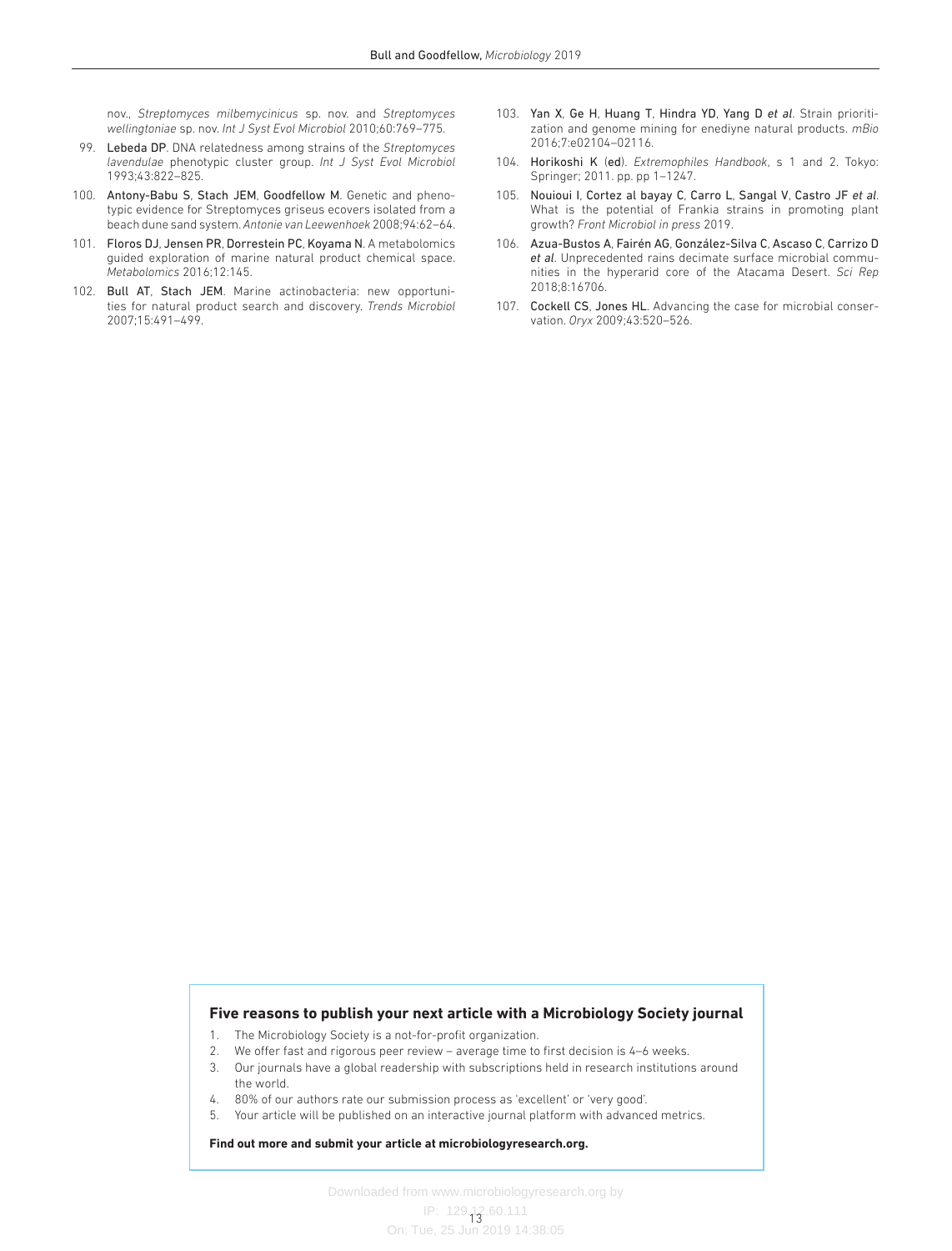nov., *Streptomyces milbemycinicus* sp. nov. and *Streptomyces wellingtoniae* sp. nov. *Int J Syst Evol Microbiol* 2010;60:769–775.

99. Lebeda DP. DNA relatedness among strains of the *Streptomyces lavendulae* phenotypic cluster group. *Int J Syst Evol Microbiol* 1993;43:822–825.
100. Antony-Babu S, Stach JEM, Goodfellow M. Genetic and phenotypic evidence for Streptomyces griseus ecovers isolated from a beach dune sand system. *Antonie van Leewenhoek* 2008;94:62–64.
101. Floros DJ, Jensen PR, Dorrestein PC, Koyama N. A metabolomics guided exploration of marine natural product chemical space. *Metabolomics* 2016;12:145.
102. Bull AT, Stach JEM. Marine actinobacteria: new opportunities for natural product search and discovery. *Trends Microbiol* 2007;15:491–499.
103. Yan X, Ge H, Huang T, Hindra YD, Yang D *et al*. Strain prioritization and genome mining for enediyne natural products. *mBio* 2016;7:e02104–02116.
104. Horikoshi K (ed). *Extremophiles Handbook*, s 1 and 2. Tokyo: Springer; 2011. pp. pp 1–1247.
105. Nouioui I, Cortez al bayay C, Carro L, Sangal V, Castro JF *et al*. What is the potential of Frankia strains in promoting plant growth? *Front Microbiol in press* 2019.
106. Azua-Bustos A, Fairén AG, González-Silva C, Ascaso C, Carrizo D *et al*. Unprecedented rains decimate surface microbial communities in the hyperarid core of the Atacama Desert. *Sci Rep* 2018;8:16706.
107. Cockell CS, Jones HL. Advancing the case for microbial conservation. *Oryx* 2009;43:520–526.

**Five reasons to publish your next article with a Microbiology Society journal**

1. The Microbiology Society is a not-for-profit organization.
2. We offer fast and rigorous peer review – average time to first decision is 4–6 weeks.
3. Our journals have a global readership with subscriptions held in research institutions around the world.
4. 80% of our authors rate our submission process as 'excellent' or 'very good'.
5. Your article will be published on an interactive journal platform with advanced metrics.

**Find out more and submit your article at microbiologyresearch.org.**

Downloaded from www.microbiologyresearch.org by
IP: 129.12.60.111
On: Tue, 25 Jun 2019 14:38:05